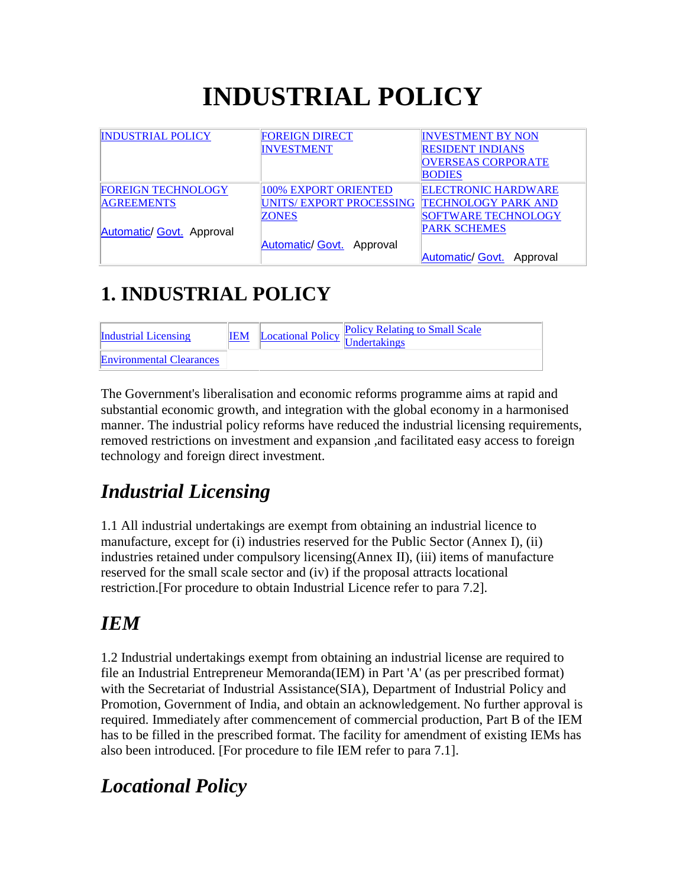# INDUSTRIAL POLICY

| INDUSTRIAL POLICY | FOREIGN DIRECT INVESTMENT | INVESTMENT BY NON RESIDENT INDIANS OVERSEAS CORPORATE BODIES |
|---|---|---|
| FOREIGN TECHNOLOGY AGREEMENTS<br><br>Automatic/ Govt. Approval | 100% EXPORT ORIENTED UNITS/ EXPORT PROCESSING ZONES<br><br>Automatic/ Govt. Approval | ELECTRONIC HARDWARE TECHNOLOGY PARK AND SOFTWARE TECHNOLOGY PARK SCHEMES<br><br>Automatic/ Govt. Approval |

## 1. INDUSTRIAL POLICY

| Industrial Licensing | IEM | Locational Policy | Policy Relating to Small Scale Undertakings |
|---|---|---|---|
| Environmental Clearances | | | |

The Government's liberalisation and economic reforms programme aims at rapid and substantial economic growth, and integration with the global economy in a harmonised manner. The industrial policy reforms have reduced the industrial licensing requirements, removed restrictions on investment and expansion ,and facilitated easy access to foreign technology and foreign direct investment.

## *Industrial Licensing*

1.1 All industrial undertakings are exempt from obtaining an industrial licence to manufacture, except for (i) industries reserved for the Public Sector (Annex I), (ii) industries retained under compulsory licensing(Annex II), (iii) items of manufacture reserved for the small scale sector and (iv) if the proposal attracts locational restriction.[For procedure to obtain Industrial Licence refer to para 7.2].

## *IEM*

1.2 Industrial undertakings exempt from obtaining an industrial license are required to file an Industrial Entrepreneur Memoranda(IEM) in Part 'A' (as per prescribed format) with the Secretariat of Industrial Assistance(SIA), Department of Industrial Policy and Promotion, Government of India, and obtain an acknowledgement. No further approval is required. Immediately after commencement of commercial production, Part B of the IEM has to be filled in the prescribed format. The facility for amendment of existing IEMs has also been introduced. [For procedure to file IEM refer to para 7.1].

## *Locational Policy*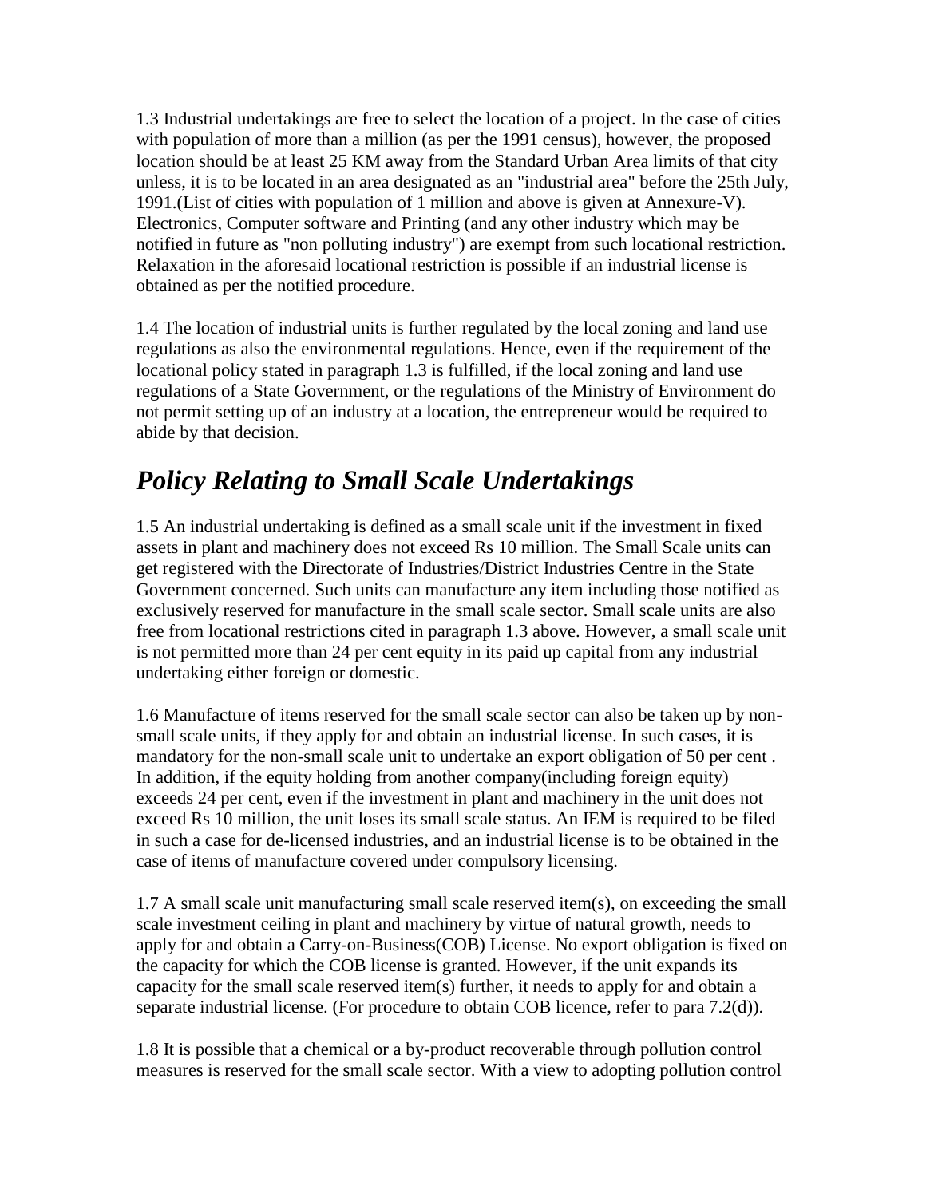1.3 Industrial undertakings are free to select the location of a project. In the case of cities with population of more than a million (as per the 1991 census), however, the proposed location should be at least 25 KM away from the Standard Urban Area limits of that city unless, it is to be located in an area designated as an "industrial area" before the 25th July, 1991.(List of cities with population of 1 million and above is given at Annexure-V). Electronics, Computer software and Printing (and any other industry which may be notified in future as "non polluting industry") are exempt from such locational restriction. Relaxation in the aforesaid locational restriction is possible if an industrial license is obtained as per the notified procedure.

1.4 The location of industrial units is further regulated by the local zoning and land use regulations as also the environmental regulations. Hence, even if the requirement of the locational policy stated in paragraph 1.3 is fulfilled, if the local zoning and land use regulations of a State Government, or the regulations of the Ministry of Environment do not permit setting up of an industry at a location, the entrepreneur would be required to abide by that decision.

## *Policy Relating to Small Scale Undertakings*

1.5 An industrial undertaking is defined as a small scale unit if the investment in fixed assets in plant and machinery does not exceed Rs 10 million. The Small Scale units can get registered with the Directorate of Industries/District Industries Centre in the State Government concerned. Such units can manufacture any item including those notified as exclusively reserved for manufacture in the small scale sector. Small scale units are also free from locational restrictions cited in paragraph 1.3 above. However, a small scale unit is not permitted more than 24 per cent equity in its paid up capital from any industrial undertaking either foreign or domestic.

1.6 Manufacture of items reserved for the small scale sector can also be taken up by non-small scale units, if they apply for and obtain an industrial license. In such cases, it is mandatory for the non-small scale unit to undertake an export obligation of 50 per cent . In addition, if the equity holding from another company(including foreign equity) exceeds 24 per cent, even if the investment in plant and machinery in the unit does not exceed Rs 10 million, the unit loses its small scale status. An IEM is required to be filed in such a case for de-licensed industries, and an industrial license is to be obtained in the case of items of manufacture covered under compulsory licensing.

1.7 A small scale unit manufacturing small scale reserved item(s), on exceeding the small scale investment ceiling in plant and machinery by virtue of natural growth, needs to apply for and obtain a Carry-on-Business(COB) License. No export obligation is fixed on the capacity for which the COB license is granted. However, if the unit expands its capacity for the small scale reserved item(s) further, it needs to apply for and obtain a separate industrial license. (For procedure to obtain COB licence, refer to para 7.2(d)).

1.8 It is possible that a chemical or a by-product recoverable through pollution control measures is reserved for the small scale sector. With a view to adopting pollution control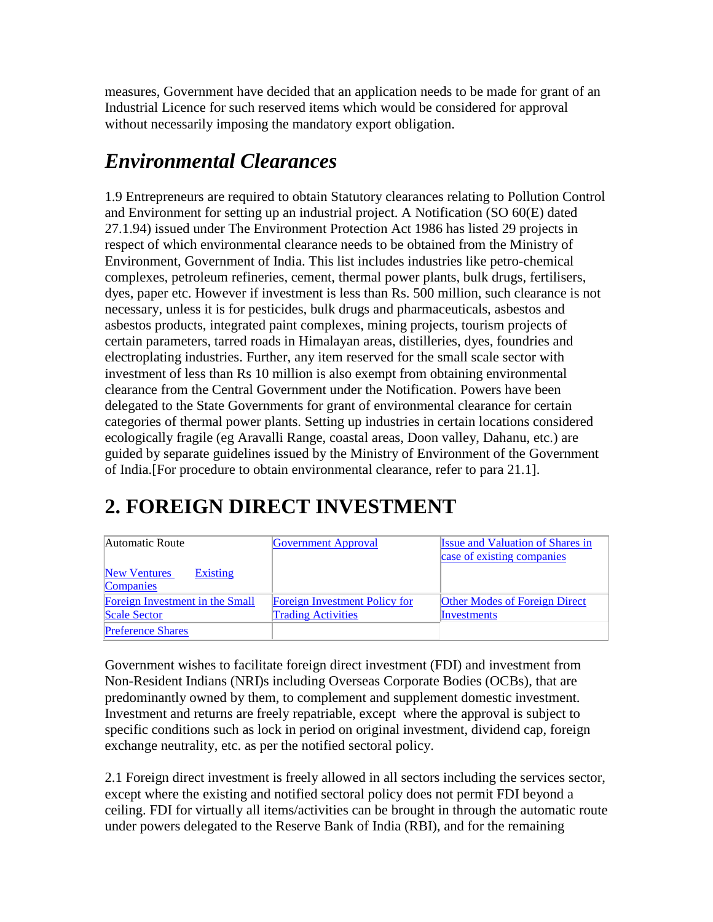measures, Government have decided that an application needs to be made for grant of an Industrial Licence for such reserved items which would be considered for approval without necessarily imposing the mandatory export obligation.

## *Environmental Clearances*

1.9 Entrepreneurs are required to obtain Statutory clearances relating to Pollution Control and Environment for setting up an industrial project. A Notification (SO 60(E) dated 27.1.94) issued under The Environment Protection Act 1986 has listed 29 projects in respect of which environmental clearance needs to be obtained from the Ministry of Environment, Government of India. This list includes industries like petro-chemical complexes, petroleum refineries, cement, thermal power plants, bulk drugs, fertilisers, dyes, paper etc. However if investment is less than Rs. 500 million, such clearance is not necessary, unless it is for pesticides, bulk drugs and pharmaceuticals, asbestos and asbestos products, integrated paint complexes, mining projects, tourism projects of certain parameters, tarred roads in Himalayan areas, distilleries, dyes, foundries and electroplating industries. Further, any item reserved for the small scale sector with investment of less than Rs 10 million is also exempt from obtaining environmental clearance from the Central Government under the Notification. Powers have been delegated to the State Governments for grant of environmental clearance for certain categories of thermal power plants. Setting up industries in certain locations considered ecologically fragile (eg Aravalli Range, coastal areas, Doon valley, Dahanu, etc.) are guided by separate guidelines issued by the Ministry of Environment of the Government of India.[For procedure to obtain environmental clearance, refer to para 21.1].

# 2. FOREIGN DIRECT INVESTMENT

| Automatic Route<br><br>New Ventures Existing Companies | Government Approval | Issue and Valuation of Shares in case of existing companies |
|---|---|---|
| Foreign Investment in the Small Scale Sector | Foreign Investment Policy for Trading Activities | Other Modes of Foreign Direct Investments |
| Preference Shares | | |

Government wishes to facilitate foreign direct investment (FDI) and investment from Non-Resident Indians (NRI)s including Overseas Corporate Bodies (OCBs), that are predominantly owned by them, to complement and supplement domestic investment. Investment and returns are freely repatriable, except where the approval is subject to specific conditions such as lock in period on original investment, dividend cap, foreign exchange neutrality, etc. as per the notified sectoral policy.

2.1 Foreign direct investment is freely allowed in all sectors including the services sector, except where the existing and notified sectoral policy does not permit FDI beyond a ceiling. FDI for virtually all items/activities can be brought in through the automatic route under powers delegated to the Reserve Bank of India (RBI), and for the remaining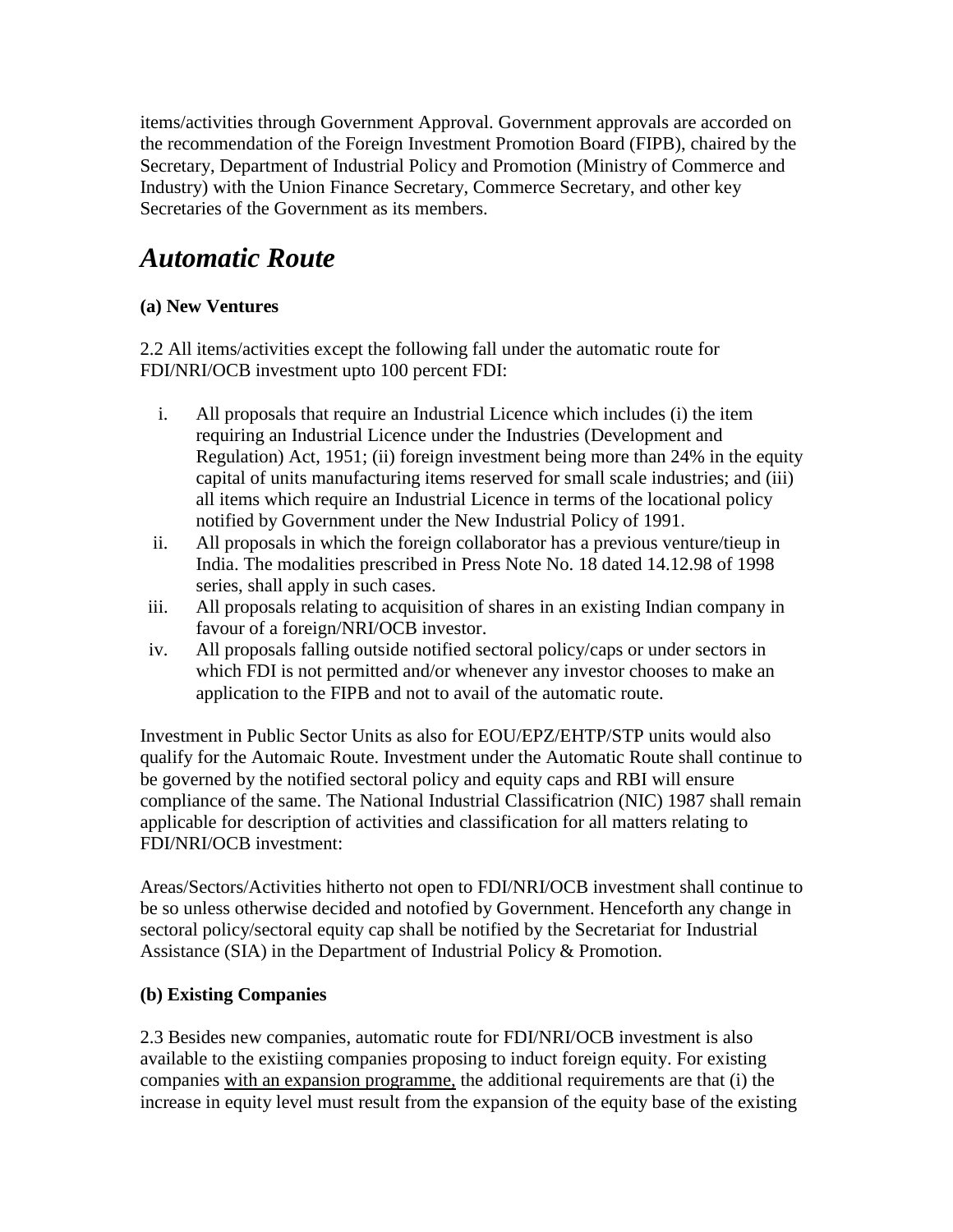items/activities through Government Approval. Government approvals are accorded on the recommendation of the Foreign Investment Promotion Board (FIPB), chaired by the Secretary, Department of Industrial Policy and Promotion (Ministry of Commerce and Industry) with the Union Finance Secretary, Commerce Secretary, and other key Secretaries of the Government as its members.

## *Automatic Route*

**(a) New Ventures**

2.2 All items/activities except the following fall under the automatic route for FDI/NRI/OCB investment upto 100 percent FDI:

i. All proposals that require an Industrial Licence which includes (i) the item requiring an Industrial Licence under the Industries (Development and Regulation) Act, 1951; (ii) foreign investment being more than 24% in the equity capital of units manufacturing items reserved for small scale industries; and (iii) all items which require an Industrial Licence in terms of the locational policy notified by Government under the New Industrial Policy of 1991.
ii. All proposals in which the foreign collaborator has a previous venture/tieup in India. The modalities prescribed in Press Note No. 18 dated 14.12.98 of 1998 series, shall apply in such cases.
iii. All proposals relating to acquisition of shares in an existing Indian company in favour of a foreign/NRI/OCB investor.
iv. All proposals falling outside notified sectoral policy/caps or under sectors in which FDI is not permitted and/or whenever any investor chooses to make an application to the FIPB and not to avail of the automatic route.

Investment in Public Sector Units as also for EOU/EPZ/EHTP/STP units would also qualify for the Automaic Route. Investment under the Automatic Route shall continue to be governed by the notified sectoral policy and equity caps and RBI will ensure compliance of the same. The National Industrial Classificatrion (NIC) 1987 shall remain applicable for description of activities and classification for all matters relating to FDI/NRI/OCB investment:

Areas/Sectors/Activities hitherto not open to FDI/NRI/OCB investment shall continue to be so unless otherwise decided and notofied by Government. Henceforth any change in sectoral policy/sectoral equity cap shall be notified by the Secretariat for Industrial Assistance (SIA) in the Department of Industrial Policy & Promotion.

**(b) Existing Companies**

2.3 Besides new companies, automatic route for FDI/NRI/OCB investment is also available to the existiing companies proposing to induct foreign equity. For existing companies with an expansion programme, the additional requirements are that (i) the increase in equity level must result from the expansion of the equity base of the existing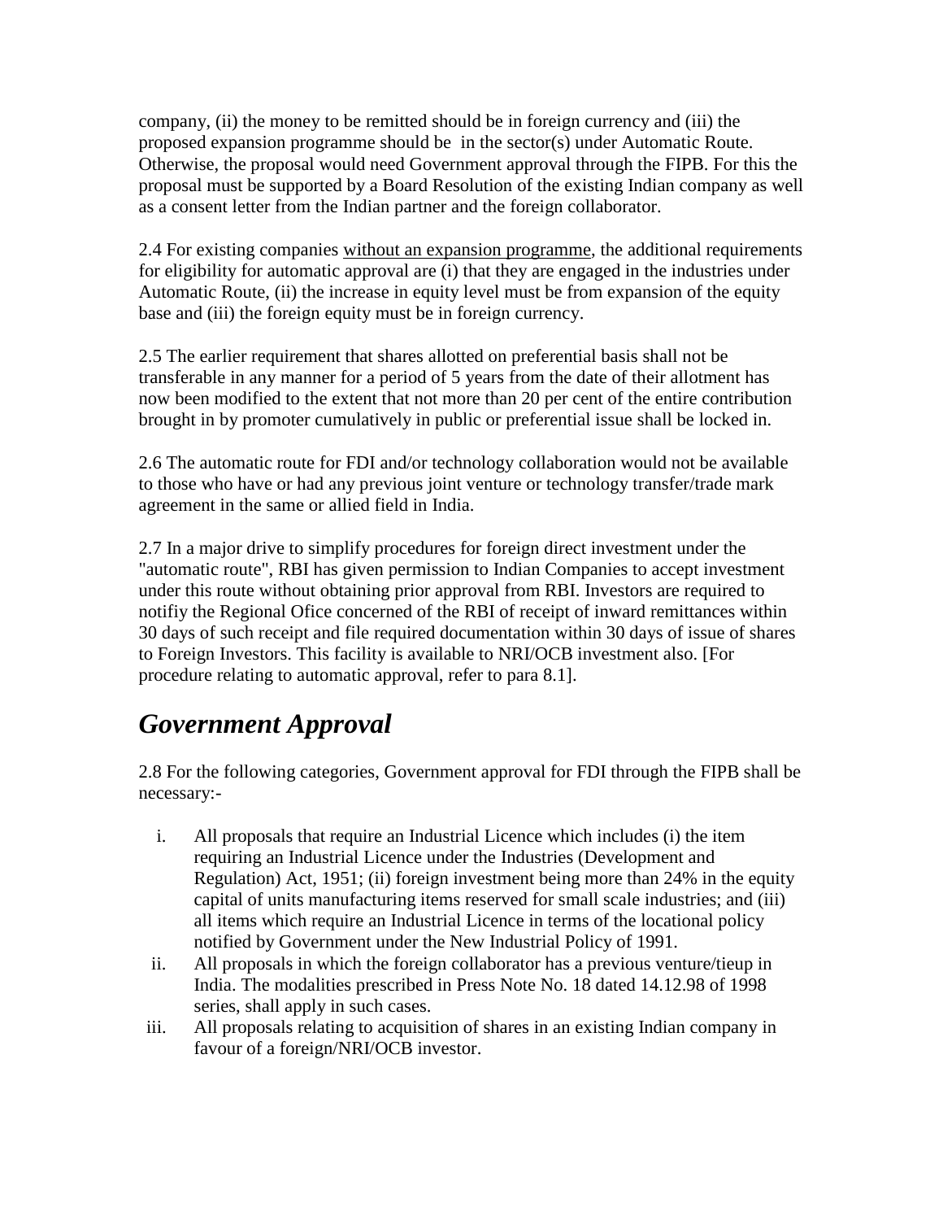company, (ii) the money to be remitted should be in foreign currency and (iii) the proposed expansion programme should be in the sector(s) under Automatic Route. Otherwise, the proposal would need Government approval through the FIPB. For this the proposal must be supported by a Board Resolution of the existing Indian company as well as a consent letter from the Indian partner and the foreign collaborator.

2.4 For existing companies without an expansion programme, the additional requirements for eligibility for automatic approval are (i) that they are engaged in the industries under Automatic Route, (ii) the increase in equity level must be from expansion of the equity base and (iii) the foreign equity must be in foreign currency.

2.5 The earlier requirement that shares allotted on preferential basis shall not be transferable in any manner for a period of 5 years from the date of their allotment has now been modified to the extent that not more than 20 per cent of the entire contribution brought in by promoter cumulatively in public or preferential issue shall be locked in.

2.6 The automatic route for FDI and/or technology collaboration would not be available to those who have or had any previous joint venture or technology transfer/trade mark agreement in the same or allied field in India.

2.7 In a major drive to simplify procedures for foreign direct investment under the "automatic route", RBI has given permission to Indian Companies to accept investment under this route without obtaining prior approval from RBI. Investors are required to notifiy the Regional Ofice concerned of the RBI of receipt of inward remittances within 30 days of such receipt and file required documentation within 30 days of issue of shares to Foreign Investors. This facility is available to NRI/OCB investment also. [For procedure relating to automatic approval, refer to para 8.1].

## *Government Approval*

2.8 For the following categories, Government approval for FDI through the FIPB shall be necessary:-

i. All proposals that require an Industrial Licence which includes (i) the item requiring an Industrial Licence under the Industries (Development and Regulation) Act, 1951; (ii) foreign investment being more than 24% in the equity capital of units manufacturing items reserved for small scale industries; and (iii) all items which require an Industrial Licence in terms of the locational policy notified by Government under the New Industrial Policy of 1991.
ii. All proposals in which the foreign collaborator has a previous venture/tieup in India. The modalities prescribed in Press Note No. 18 dated 14.12.98 of 1998 series, shall apply in such cases.
iii. All proposals relating to acquisition of shares in an existing Indian company in favour of a foreign/NRI/OCB investor.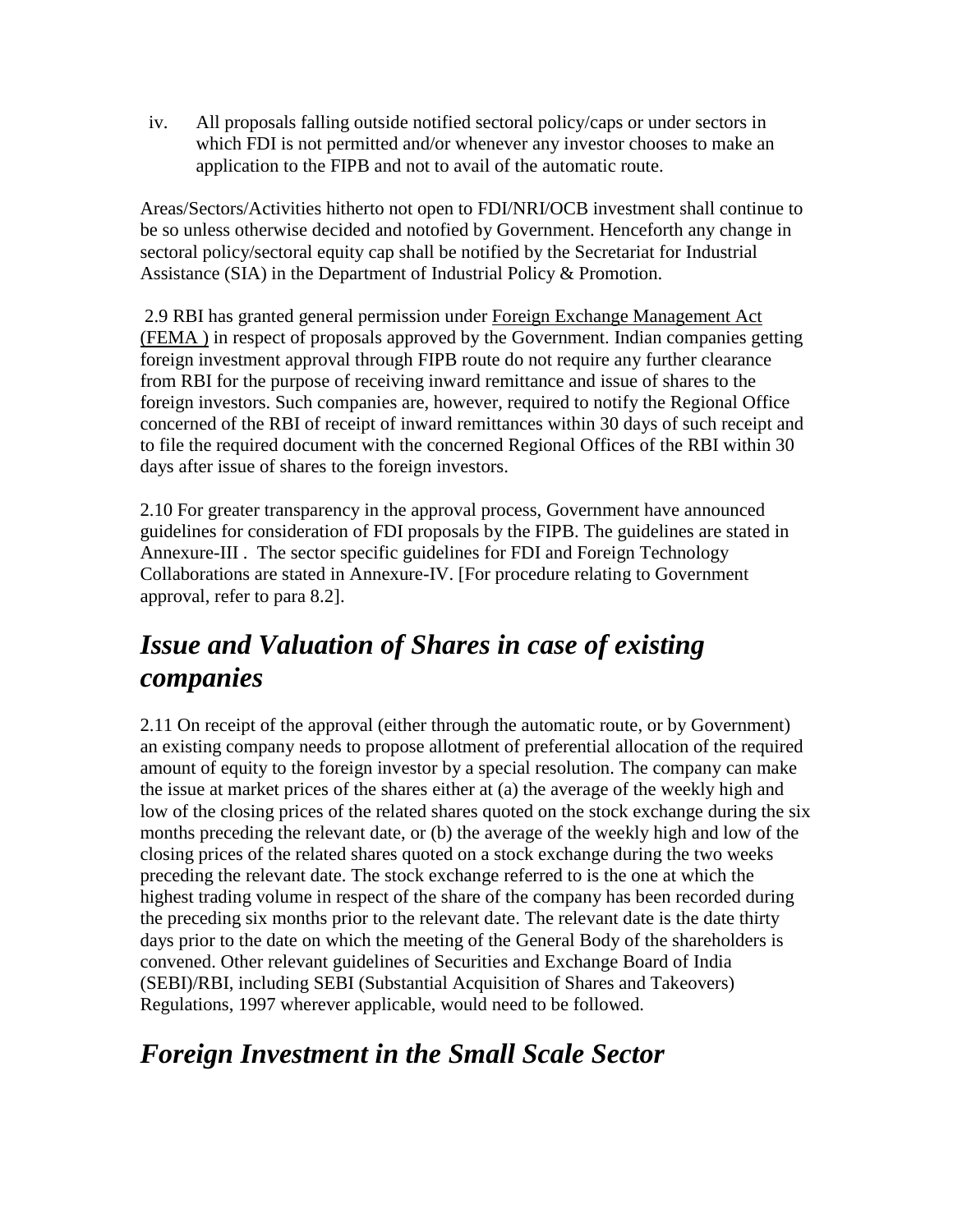iv. All proposals falling outside notified sectoral policy/caps or under sectors in which FDI is not permitted and/or whenever any investor chooses to make an application to the FIPB and not to avail of the automatic route.

Areas/Sectors/Activities hitherto not open to FDI/NRI/OCB investment shall continue to be so unless otherwise decided and notofied by Government. Henceforth any change in sectoral policy/sectoral equity cap shall be notified by the Secretariat for Industrial Assistance (SIA) in the Department of Industrial Policy & Promotion.

2.9 RBI has granted general permission under Foreign Exchange Management Act (FEMA ) in respect of proposals approved by the Government. Indian companies getting foreign investment approval through FIPB route do not require any further clearance from RBI for the purpose of receiving inward remittance and issue of shares to the foreign investors. Such companies are, however, required to notify the Regional Office concerned of the RBI of receipt of inward remittances within 30 days of such receipt and to file the required document with the concerned Regional Offices of the RBI within 30 days after issue of shares to the foreign investors.

2.10 For greater transparency in the approval process, Government have announced guidelines for consideration of FDI proposals by the FIPB. The guidelines are stated in Annexure-III . The sector specific guidelines for FDI and Foreign Technology Collaborations are stated in Annexure-IV. [For procedure relating to Government approval, refer to para 8.2].

## *Issue and Valuation of Shares in case of existing companies*

2.11 On receipt of the approval (either through the automatic route, or by Government) an existing company needs to propose allotment of preferential allocation of the required amount of equity to the foreign investor by a special resolution. The company can make the issue at market prices of the shares either at (a) the average of the weekly high and low of the closing prices of the related shares quoted on the stock exchange during the six months preceding the relevant date, or (b) the average of the weekly high and low of the closing prices of the related shares quoted on a stock exchange during the two weeks preceding the relevant date. The stock exchange referred to is the one at which the highest trading volume in respect of the share of the company has been recorded during the preceding six months prior to the relevant date. The relevant date is the date thirty days prior to the date on which the meeting of the General Body of the shareholders is convened. Other relevant guidelines of Securities and Exchange Board of India (SEBI)/RBI, including SEBI (Substantial Acquisition of Shares and Takeovers) Regulations, 1997 wherever applicable, would need to be followed.

## *Foreign Investment in the Small Scale Sector*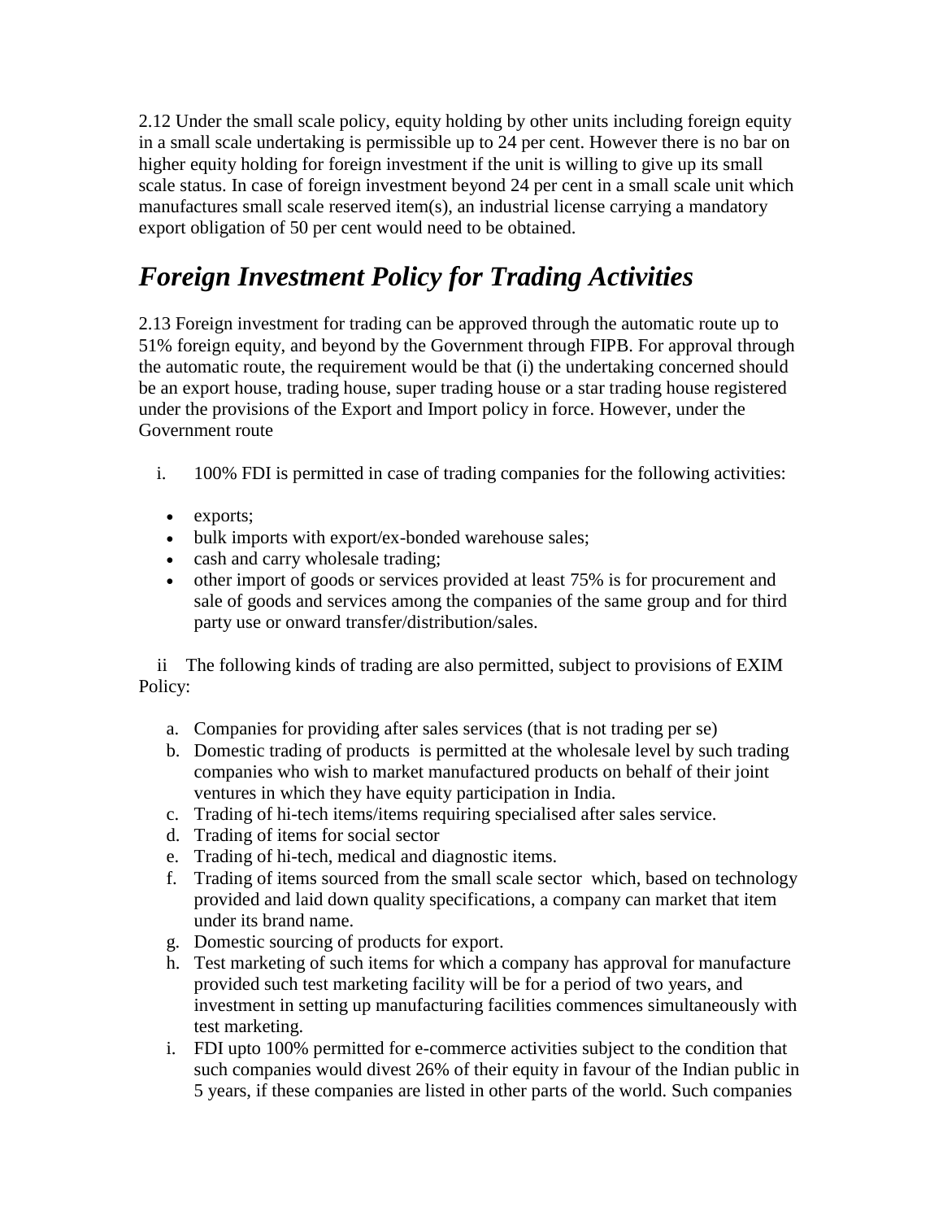2.12 Under the small scale policy, equity holding by other units including foreign equity in a small scale undertaking is permissible up to 24 per cent. However there is no bar on higher equity holding for foreign investment if the unit is willing to give up its small scale status. In case of foreign investment beyond 24 per cent in a small scale unit which manufactures small scale reserved item(s), an industrial license carrying a mandatory export obligation of 50 per cent would need to be obtained.

## *Foreign Investment Policy for Trading Activities*

2.13 Foreign investment for trading can be approved through the automatic route up to 51% foreign equity, and beyond by the Government through FIPB. For approval through the automatic route, the requirement would be that (i) the undertaking concerned should be an export house, trading house, super trading house or a star trading house registered under the provisions of the Export and Import policy in force. However, under the Government route

i. 100% FDI is permitted in case of trading companies for the following activities:

- exports;
- bulk imports with export/ex-bonded warehouse sales;
- cash and carry wholesale trading;
- other import of goods or services provided at least 75% is for procurement and sale of goods and services among the companies of the same group and for third party use or onward transfer/distribution/sales.

ii The following kinds of trading are also permitted, subject to provisions of EXIM Policy:

a. Companies for providing after sales services (that is not trading per se)
b. Domestic trading of products is permitted at the wholesale level by such trading companies who wish to market manufactured products on behalf of their joint ventures in which they have equity participation in India.
c. Trading of hi-tech items/items requiring specialised after sales service.
d. Trading of items for social sector
e. Trading of hi-tech, medical and diagnostic items.
f. Trading of items sourced from the small scale sector which, based on technology provided and laid down quality specifications, a company can market that item under its brand name.
g. Domestic sourcing of products for export.
h. Test marketing of such items for which a company has approval for manufacture provided such test marketing facility will be for a period of two years, and investment in setting up manufacturing facilities commences simultaneously with test marketing.
i. FDI upto 100% permitted for e-commerce activities subject to the condition that such companies would divest 26% of their equity in favour of the Indian public in 5 years, if these companies are listed in other parts of the world. Such companies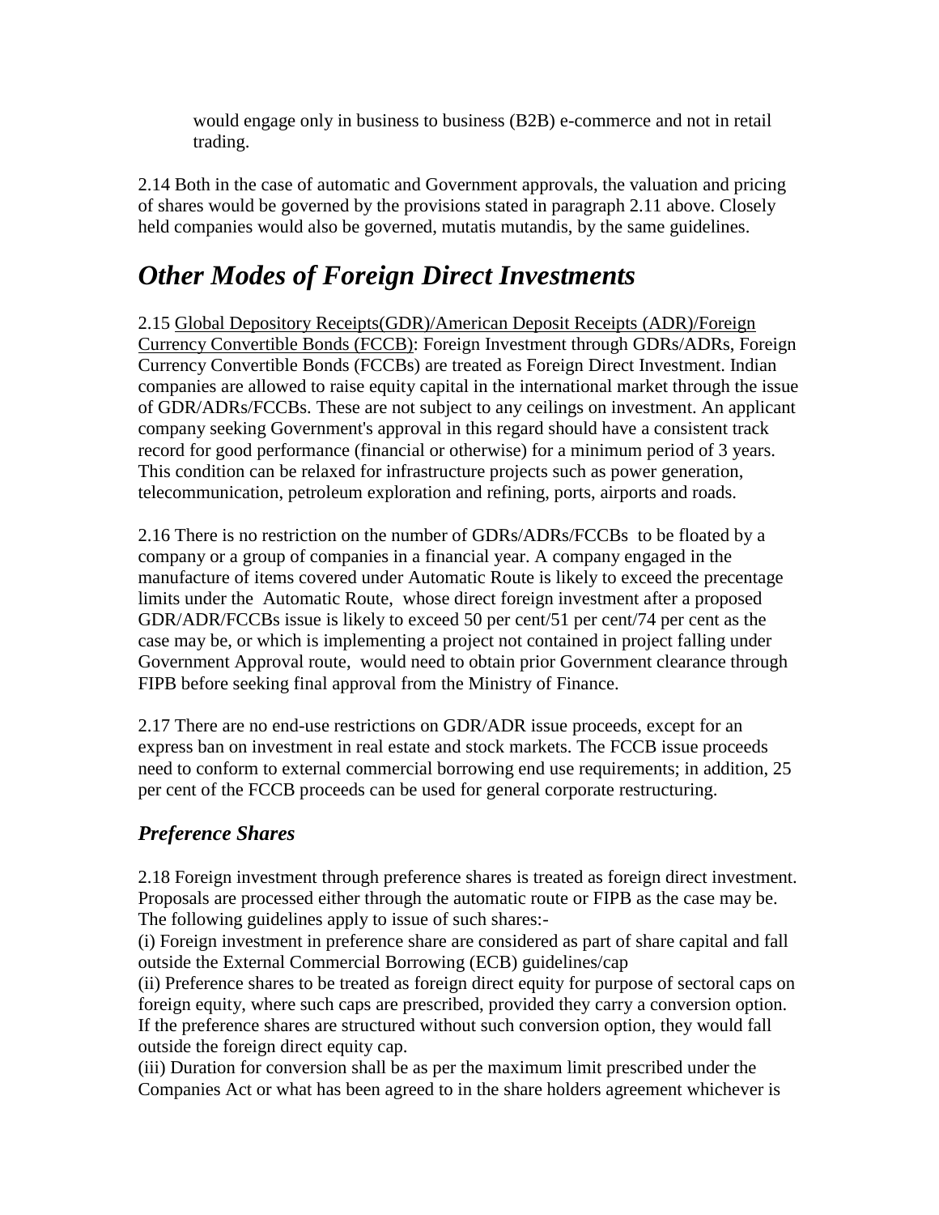would engage only in business to business (B2B) e-commerce and not in retail trading.

2.14 Both in the case of automatic and Government approvals, the valuation and pricing of shares would be governed by the provisions stated in paragraph 2.11 above. Closely held companies would also be governed, mutatis mutandis, by the same guidelines.

## *Other Modes of Foreign Direct Investments*

2.15 Global Depository Receipts(GDR)/American Deposit Receipts (ADR)/Foreign Currency Convertible Bonds (FCCB): Foreign Investment through GDRs/ADRs, Foreign Currency Convertible Bonds (FCCBs) are treated as Foreign Direct Investment. Indian companies are allowed to raise equity capital in the international market through the issue of GDR/ADRs/FCCBs. These are not subject to any ceilings on investment. An applicant company seeking Government's approval in this regard should have a consistent track record for good performance (financial or otherwise) for a minimum period of 3 years. This condition can be relaxed for infrastructure projects such as power generation, telecommunication, petroleum exploration and refining, ports, airports and roads.

2.16 There is no restriction on the number of GDRs/ADRs/FCCBs to be floated by a company or a group of companies in a financial year. A company engaged in the manufacture of items covered under Automatic Route is likely to exceed the precentage limits under the Automatic Route, whose direct foreign investment after a proposed GDR/ADR/FCCBs issue is likely to exceed 50 per cent/51 per cent/74 per cent as the case may be, or which is implementing a project not contained in project falling under Government Approval route, would need to obtain prior Government clearance through FIPB before seeking final approval from the Ministry of Finance.

2.17 There are no end-use restrictions on GDR/ADR issue proceeds, except for an express ban on investment in real estate and stock markets. The FCCB issue proceeds need to conform to external commercial borrowing end use requirements; in addition, 25 per cent of the FCCB proceeds can be used for general corporate restructuring.

### *Preference Shares*

2.18 Foreign investment through preference shares is treated as foreign direct investment. Proposals are processed either through the automatic route or FIPB as the case may be. The following guidelines apply to issue of such shares:-

(i) Foreign investment in preference share are considered as part of share capital and fall outside the External Commercial Borrowing (ECB) guidelines/cap

(ii) Preference shares to be treated as foreign direct equity for purpose of sectoral caps on foreign equity, where such caps are prescribed, provided they carry a conversion option. If the preference shares are structured without such conversion option, they would fall outside the foreign direct equity cap.

(iii) Duration for conversion shall be as per the maximum limit prescribed under the Companies Act or what has been agreed to in the share holders agreement whichever is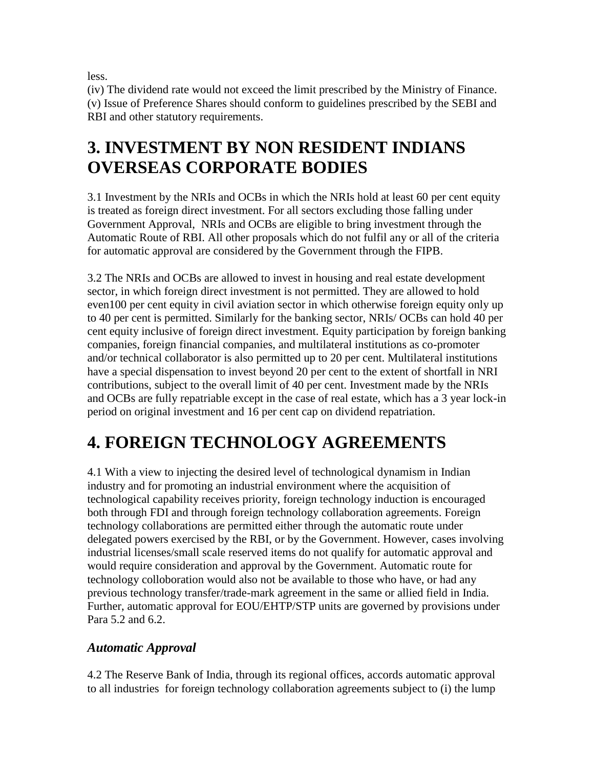less.

(iv) The dividend rate would not exceed the limit prescribed by the Ministry of Finance.

(v) Issue of Preference Shares should conform to guidelines prescribed by the SEBI and RBI and other statutory requirements.

# 3. INVESTMENT BY NON RESIDENT INDIANS OVERSEAS CORPORATE BODIES

3.1 Investment by the NRIs and OCBs in which the NRIs hold at least 60 per cent equity is treated as foreign direct investment. For all sectors excluding those falling under Government Approval, NRIs and OCBs are eligible to bring investment through the Automatic Route of RBI. All other proposals which do not fulfil any or all of the criteria for automatic approval are considered by the Government through the FIPB.

3.2 The NRIs and OCBs are allowed to invest in housing and real estate development sector, in which foreign direct investment is not permitted. They are allowed to hold even100 per cent equity in civil aviation sector in which otherwise foreign equity only up to 40 per cent is permitted. Similarly for the banking sector, NRIs/ OCBs can hold 40 per cent equity inclusive of foreign direct investment. Equity participation by foreign banking companies, foreign financial companies, and multilateral institutions as co-promoter and/or technical collaborator is also permitted up to 20 per cent. Multilateral institutions have a special dispensation to invest beyond 20 per cent to the extent of shortfall in NRI contributions, subject to the overall limit of 40 per cent. Investment made by the NRIs and OCBs are fully repatriable except in the case of real estate, which has a 3 year lock-in period on original investment and 16 per cent cap on dividend repatriation.

# 4. FOREIGN TECHNOLOGY AGREEMENTS

4.1 With a view to injecting the desired level of technological dynamism in Indian industry and for promoting an industrial environment where the acquisition of technological capability receives priority, foreign technology induction is encouraged both through FDI and through foreign technology collaboration agreements. Foreign technology collaborations are permitted either through the automatic route under delegated powers exercised by the RBI, or by the Government. However, cases involving industrial licenses/small scale reserved items do not qualify for automatic approval and would require consideration and approval by the Government. Automatic route for technology colloboration would also not be available to those who have, or had any previous technology transfer/trade-mark agreement in the same or allied field in India. Further, automatic approval for EOU/EHTP/STP units are governed by provisions under Para 5.2 and 6.2.

### *Automatic Approval*

4.2 The Reserve Bank of India, through its regional offices, accords automatic approval to all industries for foreign technology collaboration agreements subject to (i) the lump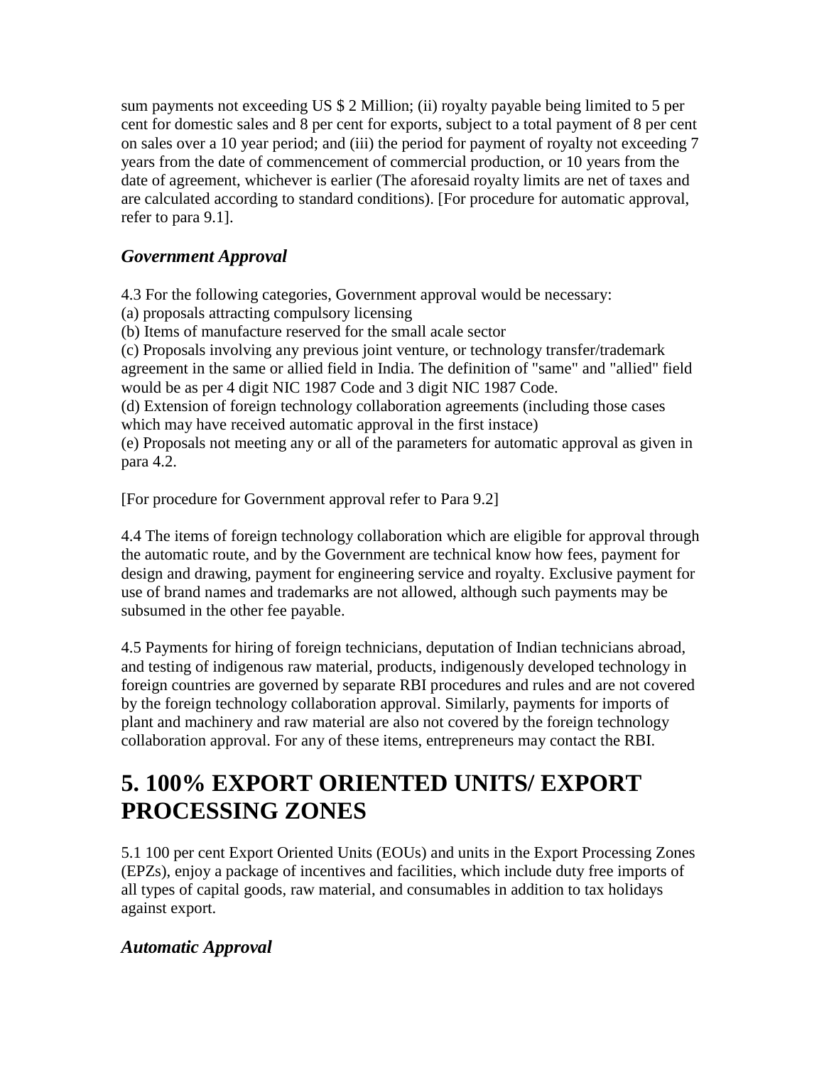sum payments not exceeding US $ 2 Million; (ii) royalty payable being limited to 5 per cent for domestic sales and 8 per cent for exports, subject to a total payment of 8 per cent on sales over a 10 year period; and (iii) the period for payment of royalty not exceeding 7 years from the date of commencement of commercial production, or 10 years from the date of agreement, whichever is earlier (The aforesaid royalty limits are net of taxes and are calculated according to standard conditions). [For procedure for automatic approval, refer to para 9.1].

### *Government Approval*

4.3 For the following categories, Government approval would be necessary:
(a) proposals attracting compulsory licensing
(b) Items of manufacture reserved for the small acale sector
(c) Proposals involving any previous joint venture, or technology transfer/trademark agreement in the same or allied field in India. The definition of "same" and "allied" field would be as per 4 digit NIC 1987 Code and 3 digit NIC 1987 Code.
(d) Extension of foreign technology collaboration agreements (including those cases which may have received automatic approval in the first instace)
(e) Proposals not meeting any or all of the parameters for automatic approval as given in para 4.2.

[For procedure for Government approval refer to Para 9.2]

4.4 The items of foreign technology collaboration which are eligible for approval through the automatic route, and by the Government are technical know how fees, payment for design and drawing, payment for engineering service and royalty. Exclusive payment for use of brand names and trademarks are not allowed, although such payments may be subsumed in the other fee payable.

4.5 Payments for hiring of foreign technicians, deputation of Indian technicians abroad, and testing of indigenous raw material, products, indigenously developed technology in foreign countries are governed by separate RBI procedures and rules and are not covered by the foreign technology collaboration approval. Similarly, payments for imports of plant and machinery and raw material are also not covered by the foreign technology collaboration approval. For any of these items, entrepreneurs may contact the RBI.

## 5. 100% EXPORT ORIENTED UNITS/ EXPORT PROCESSING ZONES

5.1 100 per cent Export Oriented Units (EOUs) and units in the Export Processing Zones (EPZs), enjoy a package of incentives and facilities, which include duty free imports of all types of capital goods, raw material, and consumables in addition to tax holidays against export.

### *Automatic Approval*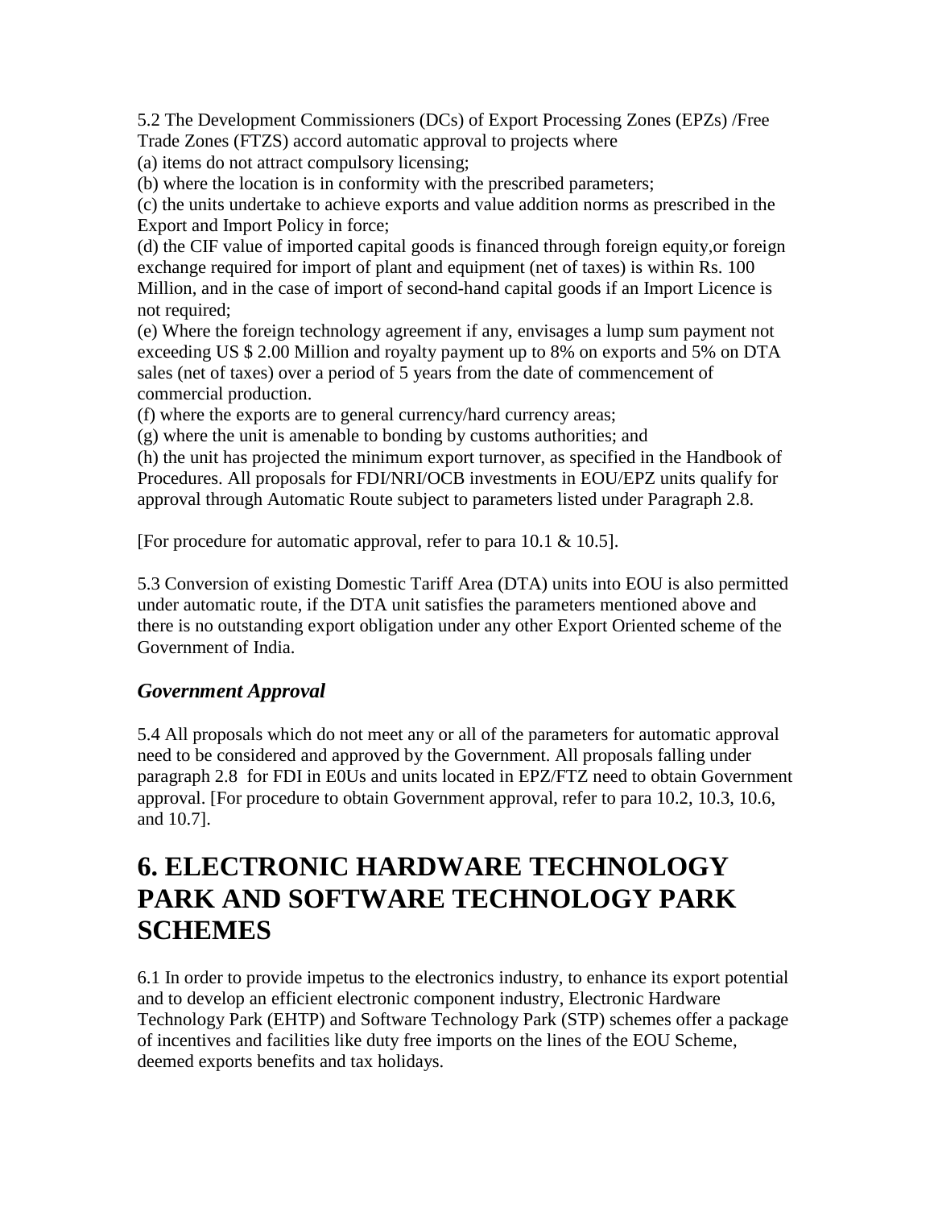5.2 The Development Commissioners (DCs) of Export Processing Zones (EPZs) /Free Trade Zones (FTZS) accord automatic approval to projects where

(a) items do not attract compulsory licensing;

(b) where the location is in conformity with the prescribed parameters;

(c) the units undertake to achieve exports and value addition norms as prescribed in the Export and Import Policy in force;

(d) the CIF value of imported capital goods is financed through foreign equity,or foreign exchange required for import of plant and equipment (net of taxes) is within Rs. 100 Million, and in the case of import of second-hand capital goods if an Import Licence is not required;

(e) Where the foreign technology agreement if any, envisages a lump sum payment not exceeding US $ 2.00 Million and royalty payment up to 8% on exports and 5% on DTA sales (net of taxes) over a period of 5 years from the date of commencement of commercial production.

(f) where the exports are to general currency/hard currency areas;

(g) where the unit is amenable to bonding by customs authorities; and

(h) the unit has projected the minimum export turnover, as specified in the Handbook of Procedures. All proposals for FDI/NRI/OCB investments in EOU/EPZ units qualify for approval through Automatic Route subject to parameters listed under Paragraph 2.8.

[For procedure for automatic approval, refer to para 10.1 & 10.5].

5.3 Conversion of existing Domestic Tariff Area (DTA) units into EOU is also permitted under automatic route, if the DTA unit satisfies the parameters mentioned above and there is no outstanding export obligation under any other Export Oriented scheme of the Government of India.

### *Government Approval*

5.4 All proposals which do not meet any or all of the parameters for automatic approval need to be considered and approved by the Government. All proposals falling under paragraph 2.8 for FDI in E0Us and units located in EPZ/FTZ need to obtain Government approval. [For procedure to obtain Government approval, refer to para 10.2, 10.3, 10.6, and 10.7].

# 6. ELECTRONIC HARDWARE TECHNOLOGY PARK AND SOFTWARE TECHNOLOGY PARK SCHEMES

6.1 In order to provide impetus to the electronics industry, to enhance its export potential and to develop an efficient electronic component industry, Electronic Hardware Technology Park (EHTP) and Software Technology Park (STP) schemes offer a package of incentives and facilities like duty free imports on the lines of the EOU Scheme, deemed exports benefits and tax holidays.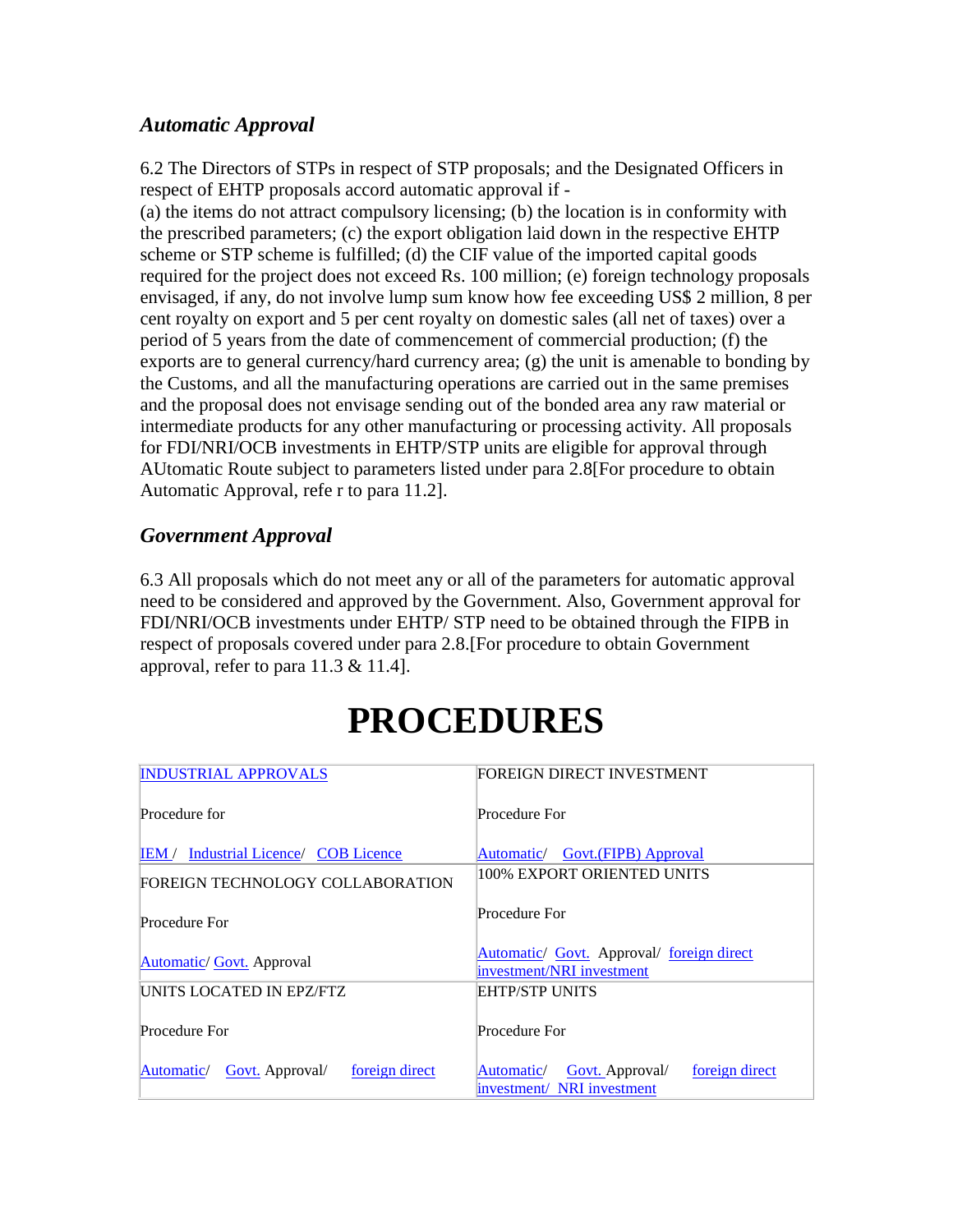### *Automatic Approval*

6.2 The Directors of STPs in respect of STP proposals; and the Designated Officers in respect of EHTP proposals accord automatic approval if -
(a) the items do not attract compulsory licensing; (b) the location is in conformity with the prescribed parameters; (c) the export obligation laid down in the respective EHTP scheme or STP scheme is fulfilled; (d) the CIF value of the imported capital goods required for the project does not exceed Rs. 100 million; (e) foreign technology proposals envisaged, if any, do not involve lump sum know how fee exceeding US$ 2 million, 8 per cent royalty on export and 5 per cent royalty on domestic sales (all net of taxes) over a period of 5 years from the date of commencement of commercial production; (f) the exports are to general currency/hard currency area; (g) the unit is amenable to bonding by the Customs, and all the manufacturing operations are carried out in the same premises and the proposal does not envisage sending out of the bonded area any raw material or intermediate products for any other manufacturing or processing activity. All proposals for FDI/NRI/OCB investments in EHTP/STP units are eligible for approval through AUtomatic Route subject to parameters listed under para 2.8[For procedure to obtain Automatic Approval, refe r to para 11.2].

### *Government Approval*

6.3 All proposals which do not meet any or all of the parameters for automatic approval need to be considered and approved by the Government. Also, Government approval for FDI/NRI/OCB investments under EHTP/ STP need to be obtained through the FIPB in respect of proposals covered under para 2.8.[For procedure to obtain Government approval, refer to para 11.3 & 11.4].

# PROCEDURES

| | |
|---|---|
| INDUSTRIAL APPROVALS<br><br>Procedure for<br><br>IEM / Industrial Licence/ COB Licence | FOREIGN DIRECT INVESTMENT<br><br>Procedure For<br><br>Automatic/ Govt.(FIPB) Approval |
| FOREIGN TECHNOLOGY COLLABORATION<br><br>Procedure For<br><br>Automatic/ Govt. Approval | 100% EXPORT ORIENTED UNITS<br><br>Procedure For<br><br>Automatic/ Govt. Approval/ foreign direct investment/NRI investment |
| UNITS LOCATED IN EPZ/FTZ<br><br>Procedure For<br><br>Automatic/ Govt. Approval/ foreign direct | EHTP/STP UNITS<br><br>Procedure For<br><br>Automatic/ Govt. Approval/ foreign direct investment/ NRI investment |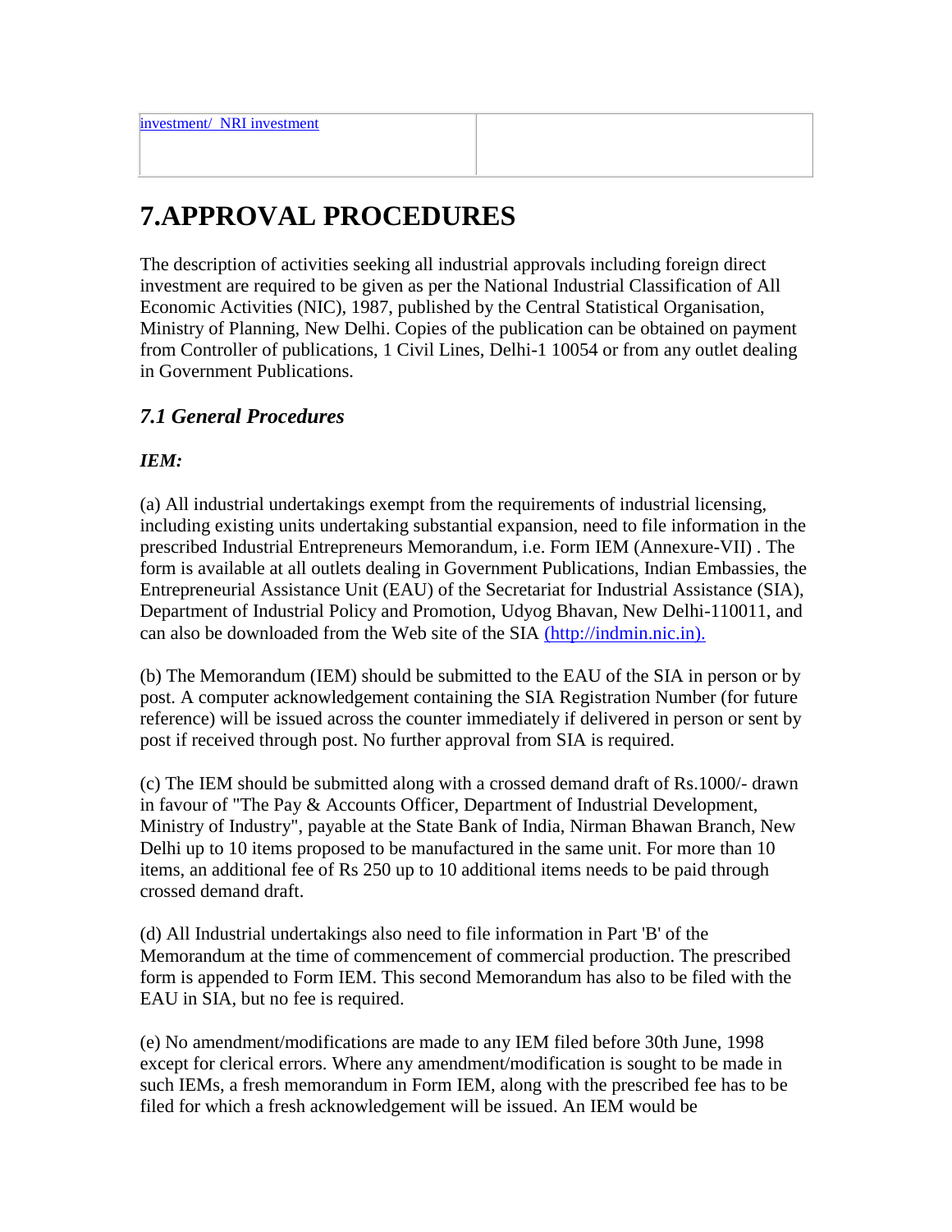| investment/ NRI investment | |
| --- | --- |

# 7.APPROVAL PROCEDURES

The description of activities seeking all industrial approvals including foreign direct investment are required to be given as per the National Industrial Classification of All Economic Activities (NIC), 1987, published by the Central Statistical Organisation, Ministry of Planning, New Delhi. Copies of the publication can be obtained on payment from Controller of publications, 1 Civil Lines, Delhi-1 10054 or from any outlet dealing in Government Publications.

## *7.1 General Procedures*

***IEM:***

(a) All industrial undertakings exempt from the requirements of industrial licensing, including existing units undertaking substantial expansion, need to file information in the prescribed Industrial Entrepreneurs Memorandum, i.e. Form IEM (Annexure-VII) . The form is available at all outlets dealing in Government Publications, Indian Embassies, the Entrepreneurial Assistance Unit (EAU) of the Secretariat for Industrial Assistance (SIA), Department of Industrial Policy and Promotion, Udyog Bhavan, New Delhi-110011, and can also be downloaded from the Web site of the SIA (http://indmin.nic.in).

(b) The Memorandum (IEM) should be submitted to the EAU of the SIA in person or by post. A computer acknowledgement containing the SIA Registration Number (for future reference) will be issued across the counter immediately if delivered in person or sent by post if received through post. No further approval from SIA is required.

(c) The IEM should be submitted along with a crossed demand draft of Rs.1000/- drawn in favour of "The Pay & Accounts Officer, Department of Industrial Development, Ministry of Industry", payable at the State Bank of India, Nirman Bhawan Branch, New Delhi up to 10 items proposed to be manufactured in the same unit. For more than 10 items, an additional fee of Rs 250 up to 10 additional items needs to be paid through crossed demand draft.

(d) All Industrial undertakings also need to file information in Part 'B' of the Memorandum at the time of commencement of commercial production. The prescribed form is appended to Form IEM. This second Memorandum has also to be filed with the EAU in SIA, but no fee is required.

(e) No amendment/modifications are made to any IEM filed before 30th June, 1998 except for clerical errors. Where any amendment/modification is sought to be made in such IEMs, a fresh memorandum in Form IEM, along with the prescribed fee has to be filed for which a fresh acknowledgement will be issued. An IEM would be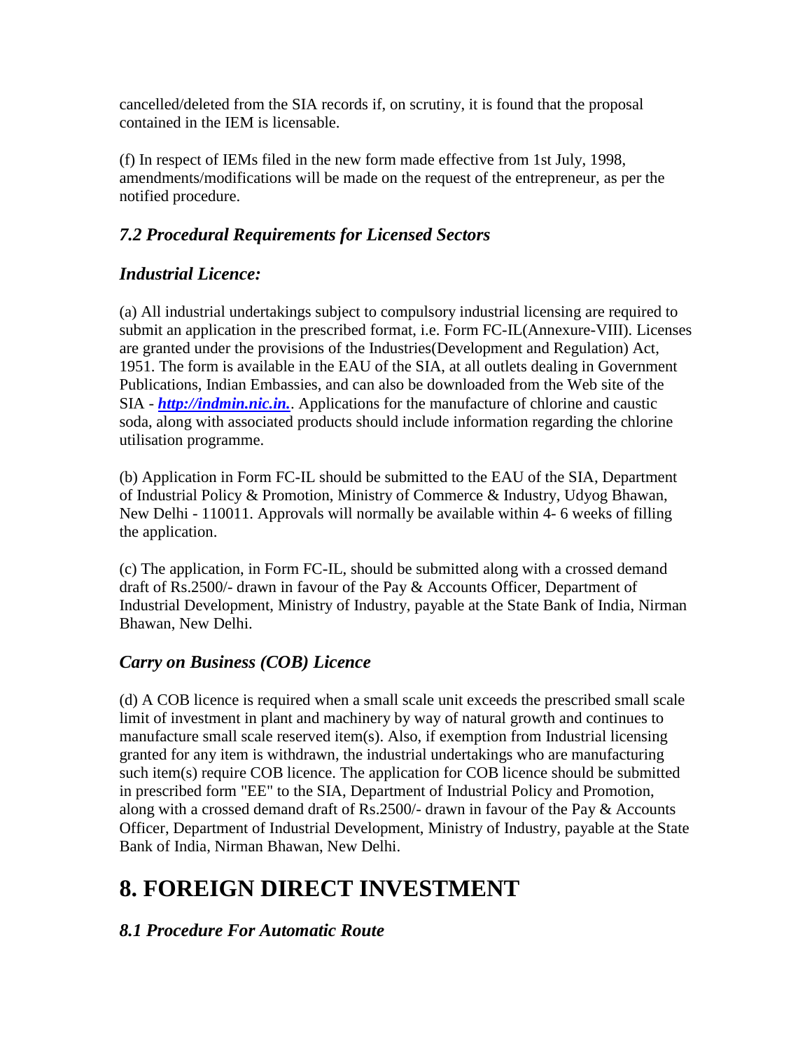cancelled/deleted from the SIA records if, on scrutiny, it is found that the proposal contained in the IEM is licensable.

(f) In respect of IEMs filed in the new form made effective from 1st July, 1998, amendments/modifications will be made on the request of the entrepreneur, as per the notified procedure.

### *7.2 Procedural Requirements for Licensed Sectors*

### *Industrial Licence:*

(a) All industrial undertakings subject to compulsory industrial licensing are required to submit an application in the prescribed format, i.e. Form FC-IL(Annexure-VIII). Licenses are granted under the provisions of the Industries(Development and Regulation) Act, 1951. The form is available in the EAU of the SIA, at all outlets dealing in Government Publications, Indian Embassies, and can also be downloaded from the Web site of the SIA - ***http://indmin.nic.in.***. Applications for the manufacture of chlorine and caustic soda, along with associated products should include information regarding the chlorine utilisation programme.

(b) Application in Form FC-IL should be submitted to the EAU of the SIA, Department of Industrial Policy & Promotion, Ministry of Commerce & Industry, Udyog Bhawan, New Delhi - 110011. Approvals will normally be available within 4- 6 weeks of filling the application.

(c) The application, in Form FC-IL, should be submitted along with a crossed demand draft of Rs.2500/- drawn in favour of the Pay & Accounts Officer, Department of Industrial Development, Ministry of Industry, payable at the State Bank of India, Nirman Bhawan, New Delhi.

### *Carry on Business (COB) Licence*

(d) A COB licence is required when a small scale unit exceeds the prescribed small scale limit of investment in plant and machinery by way of natural growth and continues to manufacture small scale reserved item(s). Also, if exemption from Industrial licensing granted for any item is withdrawn, the industrial undertakings who are manufacturing such item(s) require COB licence. The application for COB licence should be submitted in prescribed form "EE" to the SIA, Department of Industrial Policy and Promotion, along with a crossed demand draft of Rs.2500/- drawn in favour of the Pay & Accounts Officer, Department of Industrial Development, Ministry of Industry, payable at the State Bank of India, Nirman Bhawan, New Delhi.

# 8. FOREIGN DIRECT INVESTMENT

### *8.1 Procedure For Automatic Route*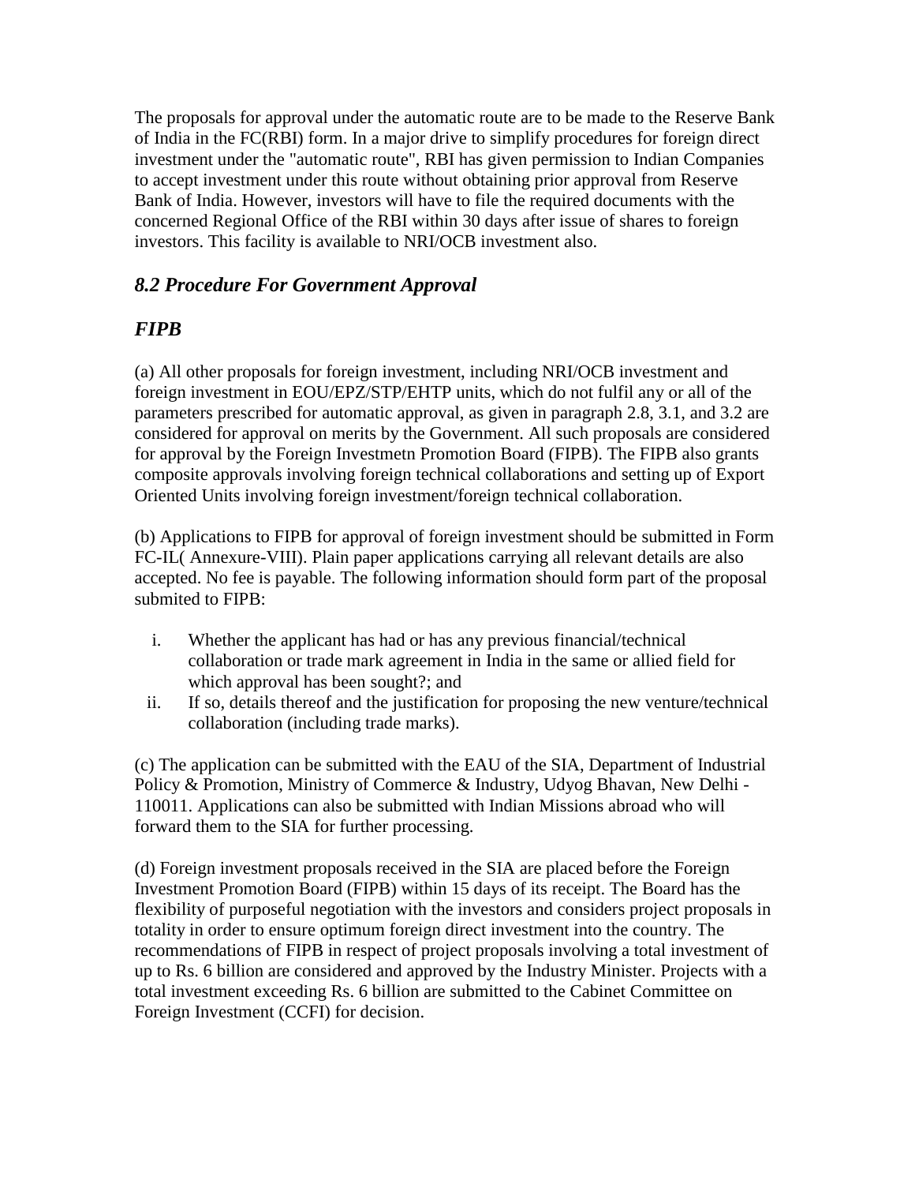The proposals for approval under the automatic route are to be made to the Reserve Bank of India in the FC(RBI) form. In a major drive to simplify procedures for foreign direct investment under the "automatic route", RBI has given permission to Indian Companies to accept investment under this route without obtaining prior approval from Reserve Bank of India. However, investors will have to file the required documents with the concerned Regional Office of the RBI within 30 days after issue of shares to foreign investors. This facility is available to NRI/OCB investment also.

### *8.2 Procedure For Government Approval*

### *FIPB*

(a) All other proposals for foreign investment, including NRI/OCB investment and foreign investment in EOU/EPZ/STP/EHTP units, which do not fulfil any or all of the parameters prescribed for automatic approval, as given in paragraph 2.8, 3.1, and 3.2 are considered for approval on merits by the Government. All such proposals are considered for approval by the Foreign Investmetn Promotion Board (FIPB). The FIPB also grants composite approvals involving foreign technical collaborations and setting up of Export Oriented Units involving foreign investment/foreign technical collaboration.

(b) Applications to FIPB for approval of foreign investment should be submitted in Form FC-IL( Annexure-VIII). Plain paper applications carrying all relevant details are also accepted. No fee is payable. The following information should form part of the proposal submited to FIPB:

i. Whether the applicant has had or has any previous financial/technical collaboration or trade mark agreement in India in the same or allied field for which approval has been sought?; and
ii. If so, details thereof and the justification for proposing the new venture/technical collaboration (including trade marks).

(c) The application can be submitted with the EAU of the SIA, Department of Industrial Policy & Promotion, Ministry of Commerce & Industry, Udyog Bhavan, New Delhi - 110011. Applications can also be submitted with Indian Missions abroad who will forward them to the SIA for further processing.

(d) Foreign investment proposals received in the SIA are placed before the Foreign Investment Promotion Board (FIPB) within 15 days of its receipt. The Board has the flexibility of purposeful negotiation with the investors and considers project proposals in totality in order to ensure optimum foreign direct investment into the country. The recommendations of FIPB in respect of project proposals involving a total investment of up to Rs. 6 billion are considered and approved by the Industry Minister. Projects with a total investment exceeding Rs. 6 billion are submitted to the Cabinet Committee on Foreign Investment (CCFI) for decision.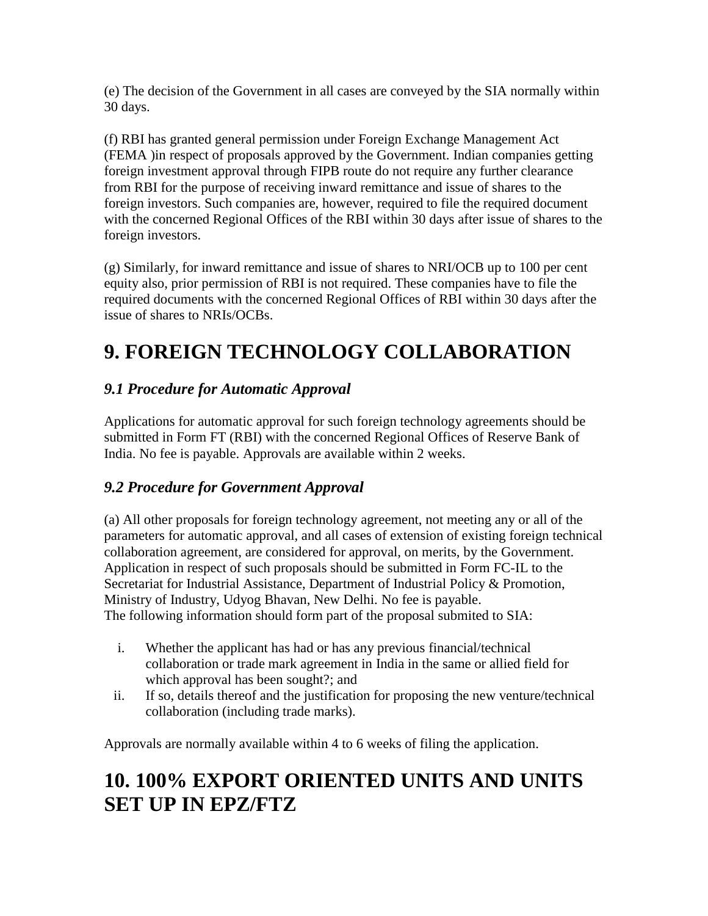(e) The decision of the Government in all cases are conveyed by the SIA normally within 30 days.

(f) RBI has granted general permission under Foreign Exchange Management Act (FEMA )in respect of proposals approved by the Government. Indian companies getting foreign investment approval through FIPB route do not require any further clearance from RBI for the purpose of receiving inward remittance and issue of shares to the foreign investors. Such companies are, however, required to file the required document with the concerned Regional Offices of the RBI within 30 days after issue of shares to the foreign investors.

(g) Similarly, for inward remittance and issue of shares to NRI/OCB up to 100 per cent equity also, prior permission of RBI is not required. These companies have to file the required documents with the concerned Regional Offices of RBI within 30 days after the issue of shares to NRIs/OCBs.

# 9. FOREIGN TECHNOLOGY COLLABORATION

### *9.1 Procedure for Automatic Approval*

Applications for automatic approval for such foreign technology agreements should be submitted in Form FT (RBI) with the concerned Regional Offices of Reserve Bank of India. No fee is payable. Approvals are available within 2 weeks.

### *9.2 Procedure for Government Approval*

(a) All other proposals for foreign technology agreement, not meeting any or all of the parameters for automatic approval, and all cases of extension of existing foreign technical collaboration agreement, are considered for approval, on merits, by the Government. Application in respect of such proposals should be submitted in Form FC-IL to the Secretariat for Industrial Assistance, Department of Industrial Policy & Promotion, Ministry of Industry, Udyog Bhavan, New Delhi. No fee is payable.
The following information should form part of the proposal submited to SIA:

i. Whether the applicant has had or has any previous financial/technical collaboration or trade mark agreement in India in the same or allied field for which approval has been sought?; and
ii. If so, details thereof and the justification for proposing the new venture/technical collaboration (including trade marks).

Approvals are normally available within 4 to 6 weeks of filing the application.

# 10. 100% EXPORT ORIENTED UNITS AND UNITS SET UP IN EPZ/FTZ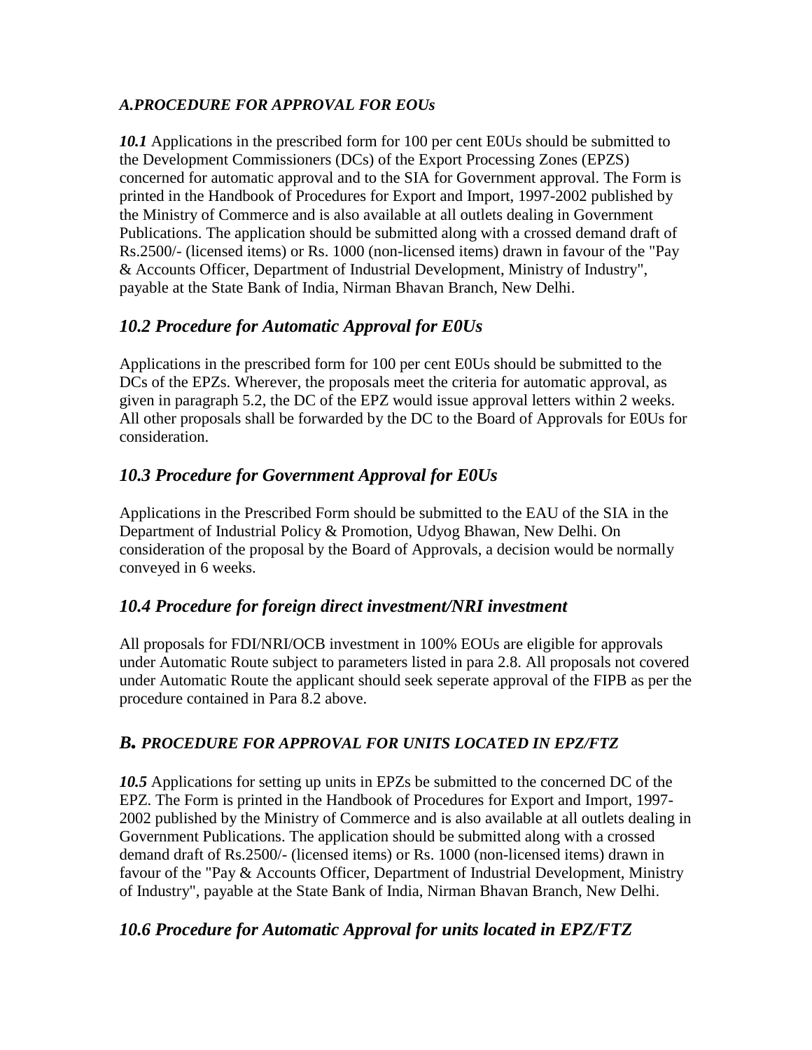### *A.PROCEDURE FOR APPROVAL FOR EOUs*

***10.1*** Applications in the prescribed form for 100 per cent E0Us should be submitted to the Development Commissioners (DCs) of the Export Processing Zones (EPZS) concerned for automatic approval and to the SIA for Government approval. The Form is printed in the Handbook of Procedures for Export and Import, 1997-2002 published by the Ministry of Commerce and is also available at all outlets dealing in Government Publications. The application should be submitted along with a crossed demand draft of Rs.2500/- (licensed items) or Rs. 1000 (non-licensed items) drawn in favour of the "Pay & Accounts Officer, Department of Industrial Development, Ministry of Industry", payable at the State Bank of India, Nirman Bhavan Branch, New Delhi.

## *10.2 Procedure for Automatic Approval for E0Us*

Applications in the prescribed form for 100 per cent E0Us should be submitted to the DCs of the EPZs. Wherever, the proposals meet the criteria for automatic approval, as given in paragraph 5.2, the DC of the EPZ would issue approval letters within 2 weeks. All other proposals shall be forwarded by the DC to the Board of Approvals for E0Us for consideration.

## *10.3 Procedure for Government Approval for E0Us*

Applications in the Prescribed Form should be submitted to the EAU of the SIA in the Department of Industrial Policy & Promotion, Udyog Bhawan, New Delhi. On consideration of the proposal by the Board of Approvals, a decision would be normally conveyed in 6 weeks.

## *10.4 Procedure for foreign direct investment/NRI investment*

All proposals for FDI/NRI/OCB investment in 100% EOUs are eligible for approvals under Automatic Route subject to parameters listed in para 2.8. All proposals not covered under Automatic Route the applicant should seek seperate approval of the FIPB as per the procedure contained in Para 8.2 above.

## *B. PROCEDURE FOR APPROVAL FOR UNITS LOCATED IN EPZ/FTZ*

***10.5*** Applications for setting up units in EPZs be submitted to the concerned DC of the EPZ. The Form is printed in the Handbook of Procedures for Export and Import, 1997-2002 published by the Ministry of Commerce and is also available at all outlets dealing in Government Publications. The application should be submitted along with a crossed demand draft of Rs.2500/- (licensed items) or Rs. 1000 (non-licensed items) drawn in favour of the "Pay & Accounts Officer, Department of Industrial Development, Ministry of Industry", payable at the State Bank of India, Nirman Bhavan Branch, New Delhi.

## *10.6 Procedure for Automatic Approval for units located in EPZ/FTZ*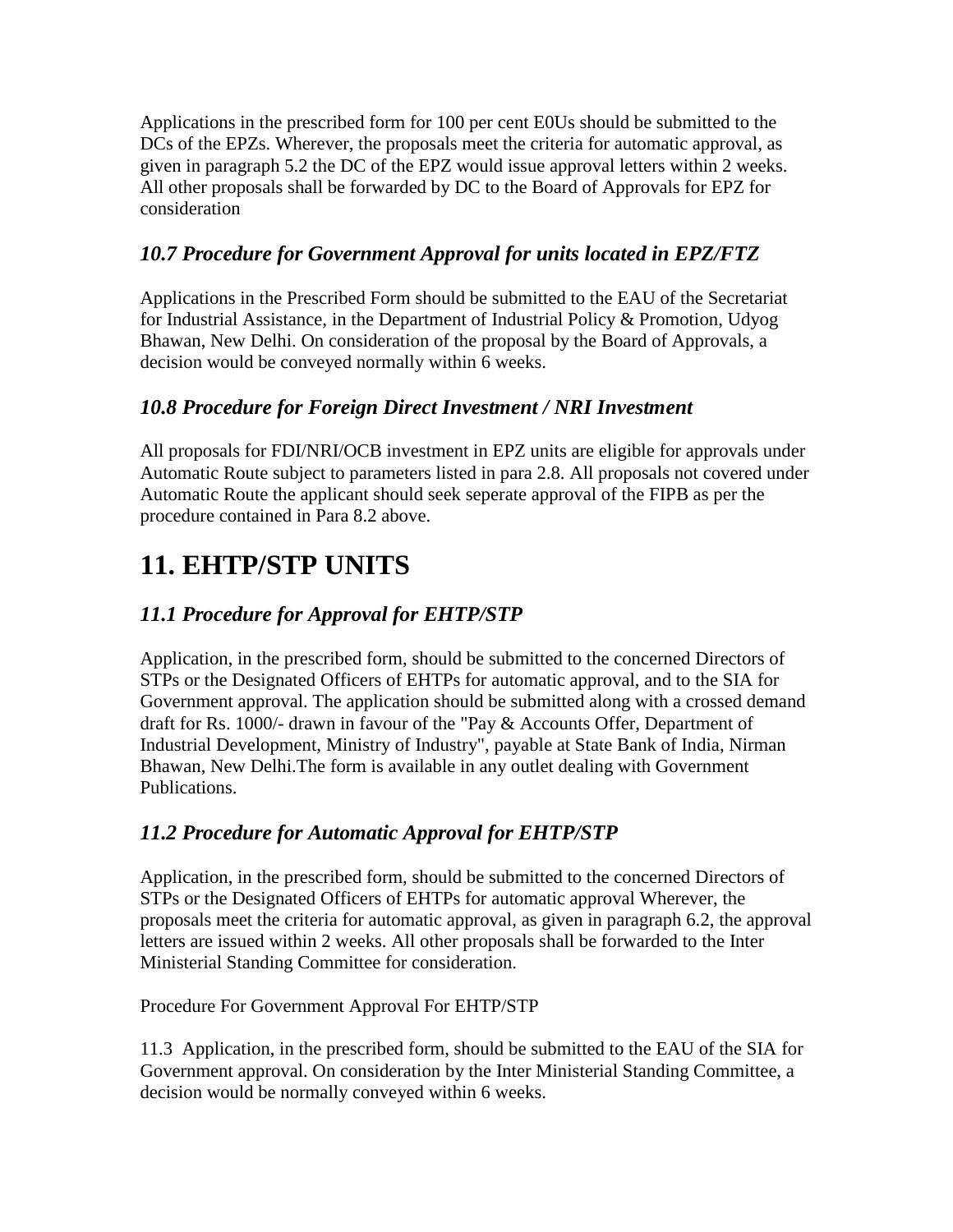Applications in the prescribed form for 100 per cent E0Us should be submitted to the DCs of the EPZs. Wherever, the proposals meet the criteria for automatic approval, as given in paragraph 5.2 the DC of the EPZ would issue approval letters within 2 weeks. All other proposals shall be forwarded by DC to the Board of Approvals for EPZ for consideration

### *10.7 Procedure for Government Approval for units located in EPZ/FTZ*

Applications in the Prescribed Form should be submitted to the EAU of the Secretariat for Industrial Assistance, in the Department of Industrial Policy & Promotion, Udyog Bhawan, New Delhi. On consideration of the proposal by the Board of Approvals, a decision would be conveyed normally within 6 weeks.

### *10.8 Procedure for Foreign Direct Investment / NRI Investment*

All proposals for FDI/NRI/OCB investment in EPZ units are eligible for approvals under Automatic Route subject to parameters listed in para 2.8. All proposals not covered under Automatic Route the applicant should seek seperate approval of the FIPB as per the procedure contained in Para 8.2 above.

# 11. EHTP/STP UNITS

### *11.1 Procedure for Approval for EHTP/STP*

Application, in the prescribed form, should be submitted to the concerned Directors of STPs or the Designated Officers of EHTPs for automatic approval, and to the SIA for Government approval. The application should be submitted along with a crossed demand draft for Rs. 1000/- drawn in favour of the "Pay & Accounts Offer, Department of Industrial Development, Ministry of Industry", payable at State Bank of India, Nirman Bhawan, New Delhi.The form is available in any outlet dealing with Government Publications.

### *11.2 Procedure for Automatic Approval for EHTP/STP*

Application, in the prescribed form, should be submitted to the concerned Directors of STPs or the Designated Officers of EHTPs for automatic approval Wherever, the proposals meet the criteria for automatic approval, as given in paragraph 6.2, the approval letters are issued within 2 weeks. All other proposals shall be forwarded to the Inter Ministerial Standing Committee for consideration.

Procedure For Government Approval For EHTP/STP

11.3 Application, in the prescribed form, should be submitted to the EAU of the SIA for Government approval. On consideration by the Inter Ministerial Standing Committee, a decision would be normally conveyed within 6 weeks.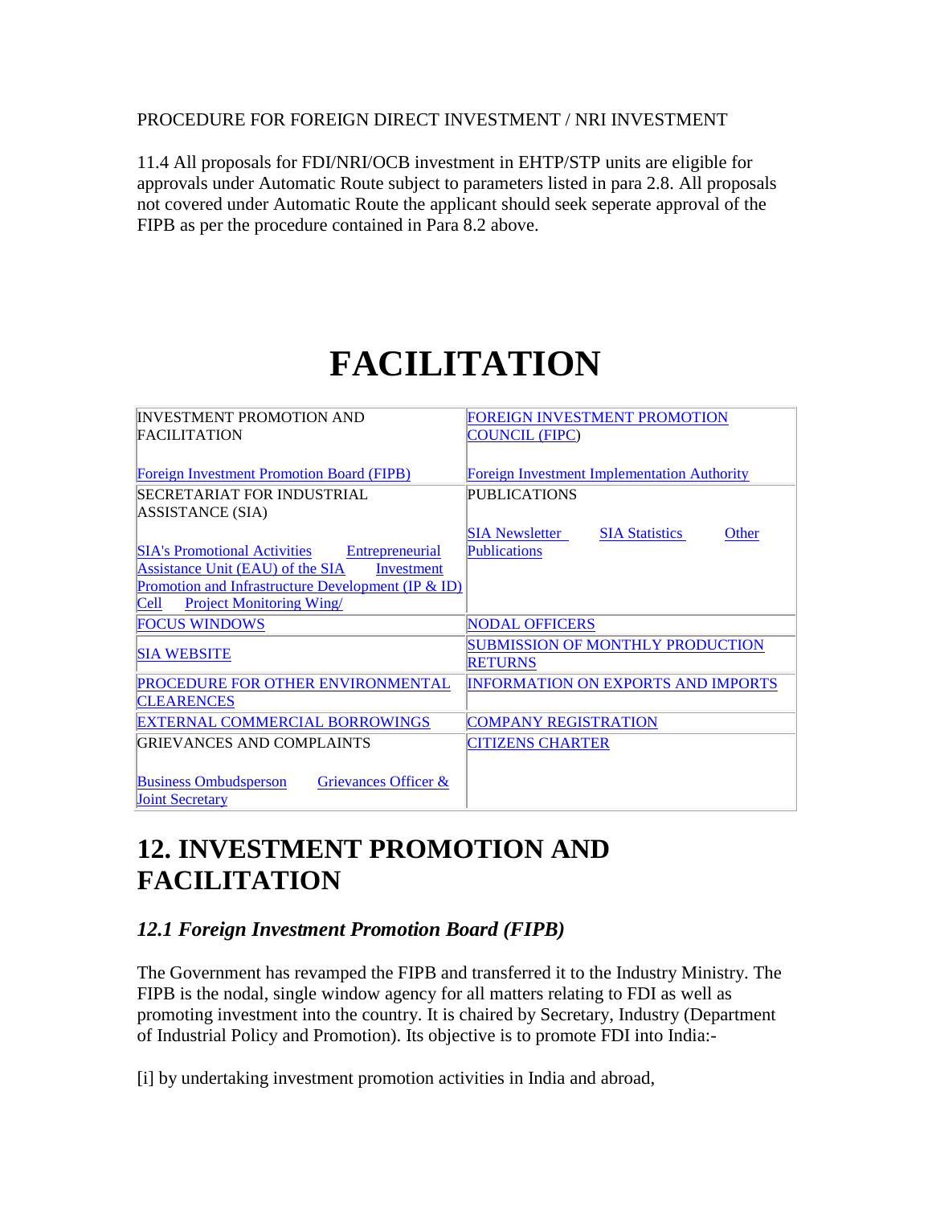PROCEDURE FOR FOREIGN DIRECT INVESTMENT / NRI INVESTMENT

11.4 All proposals for FDI/NRI/OCB investment in EHTP/STP units are eligible for approvals under Automatic Route subject to parameters listed in para 2.8. All proposals not covered under Automatic Route the applicant should seek seperate approval of the FIPB as per the procedure contained in Para 8.2 above.

# FACILITATION

| | |
|---|---|
| INVESTMENT PROMOTION AND FACILITATION<br><br>Foreign Investment Promotion Board (FIPB) | FOREIGN INVESTMENT PROMOTION COUNCIL (FIPC)<br><br>Foreign Investment Implementation Authority |
| SECRETARIAT FOR INDUSTRIAL ASSISTANCE (SIA)<br><br>SIA's Promotional Activities Entrepreneurial Assistance Unit (EAU) of the SIA Investment Promotion and Infrastructure Development (IP & ID) Cell Project Monitoring Wing/ | PUBLICATIONS<br><br>SIA Newsletter SIA Statistics Other Publications |
| FOCUS WINDOWS | NODAL OFFICERS |
| SIA WEBSITE | SUBMISSION OF MONTHLY PRODUCTION RETURNS |
| PROCEDURE FOR OTHER ENVIRONMENTAL CLEARENCES | INFORMATION ON EXPORTS AND IMPORTS |
| EXTERNAL COMMERCIAL BORROWINGS | COMPANY REGISTRATION |
| GRIEVANCES AND COMPLAINTS<br><br>Business Ombudsperson Grievances Officer & Joint Secretary | CITIZENS CHARTER |

# 12. INVESTMENT PROMOTION AND FACILITATION

### *12.1 Foreign Investment Promotion Board (FIPB)*

The Government has revamped the FIPB and transferred it to the Industry Ministry. The FIPB is the nodal, single window agency for all matters relating to FDI as well as promoting investment into the country. It is chaired by Secretary, Industry (Department of Industrial Policy and Promotion). Its objective is to promote FDI into India:-

[i] by undertaking investment promotion activities in India and abroad,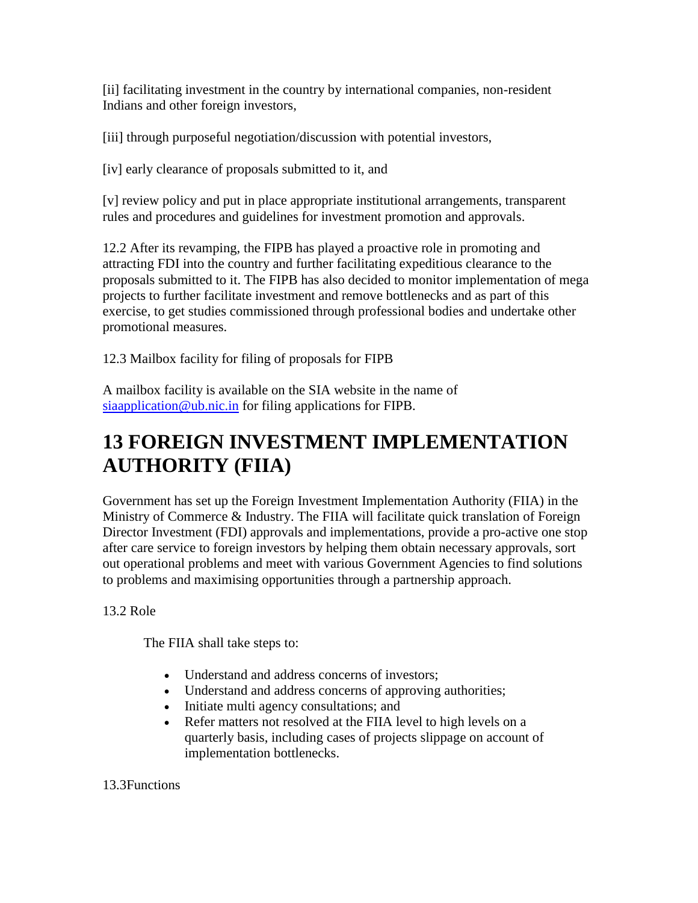[ii] facilitating investment in the country by international companies, non-resident Indians and other foreign investors,

[iii] through purposeful negotiation/discussion with potential investors,

[iv] early clearance of proposals submitted to it, and

[v] review policy and put in place appropriate institutional arrangements, transparent rules and procedures and guidelines for investment promotion and approvals.

12.2 After its revamping, the FIPB has played a proactive role in promoting and attracting FDI into the country and further facilitating expeditious clearance to the proposals submitted to it. The FIPB has also decided to monitor implementation of mega projects to further facilitate investment and remove bottlenecks and as part of this exercise, to get studies commissioned through professional bodies and undertake other promotional measures.

12.3 Mailbox facility for filing of proposals for FIPB

A mailbox facility is available on the SIA website in the name of siaapplication@ub.nic.in for filing applications for FIPB.

# 13 FOREIGN INVESTMENT IMPLEMENTATION AUTHORITY (FIIA)

Government has set up the Foreign Investment Implementation Authority (FIIA) in the Ministry of Commerce & Industry. The FIIA will facilitate quick translation of Foreign Director Investment (FDI) approvals and implementations, provide a pro-active one stop after care service to foreign investors by helping them obtain necessary approvals, sort out operational problems and meet with various Government Agencies to find solutions to problems and maximising opportunities through a partnership approach.

13.2 Role

The FIIA shall take steps to:

- Understand and address concerns of investors;
- Understand and address concerns of approving authorities;
- Initiate multi agency consultations; and
- Refer matters not resolved at the FIIA level to high levels on a quarterly basis, including cases of projects slippage on account of implementation bottlenecks.

13.3Functions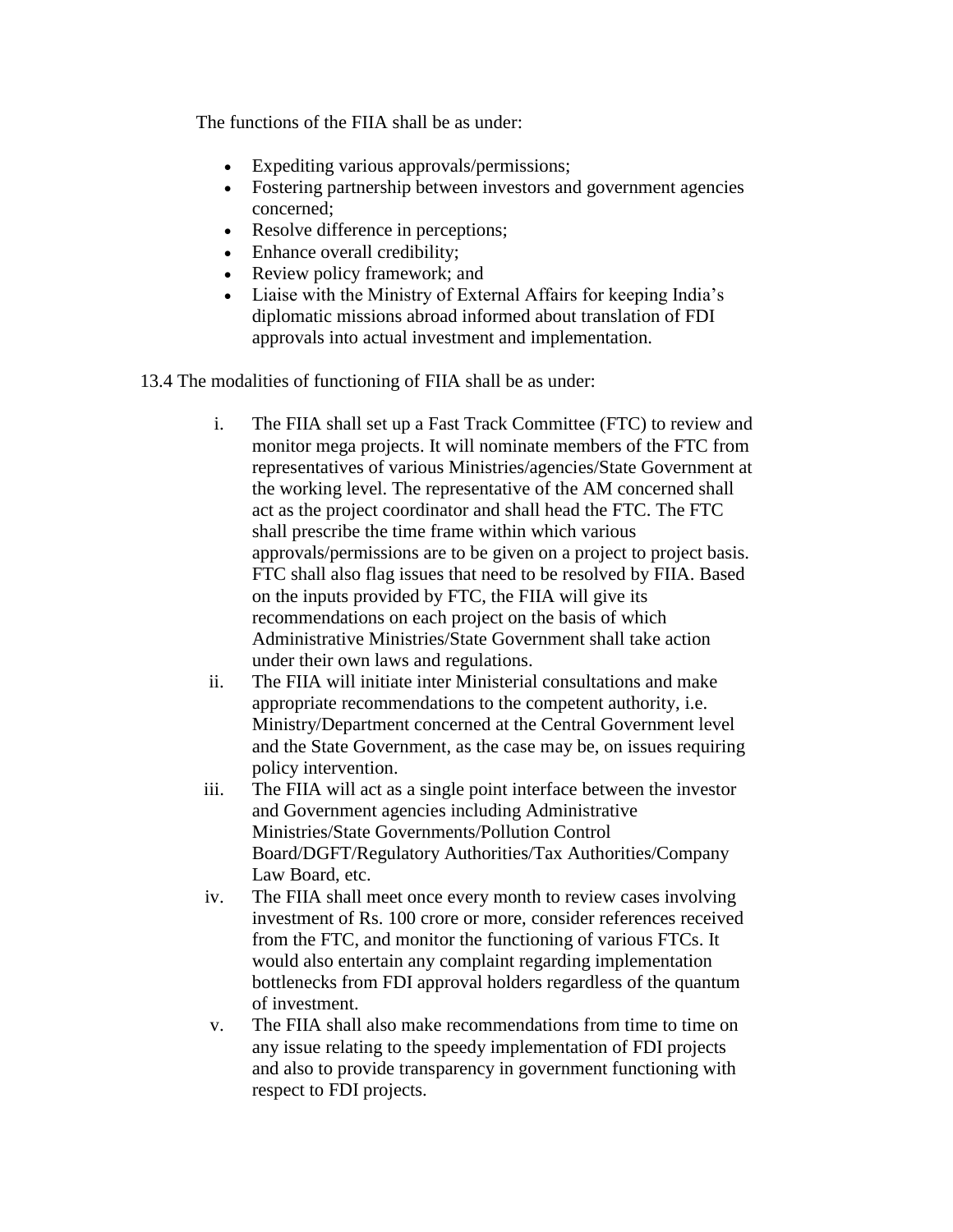The functions of the FIIA shall be as under:

- Expediting various approvals/permissions;
- Fostering partnership between investors and government agencies concerned;
- Resolve difference in perceptions;
- Enhance overall credibility;
- Review policy framework; and
- Liaise with the Ministry of External Affairs for keeping India's diplomatic missions abroad informed about translation of FDI approvals into actual investment and implementation.

13.4 The modalities of functioning of FIIA shall be as under:

i. The FIIA shall set up a Fast Track Committee (FTC) to review and monitor mega projects. It will nominate members of the FTC from representatives of various Ministries/agencies/State Government at the working level. The representative of the AM concerned shall act as the project coordinator and shall head the FTC. The FTC shall prescribe the time frame within which various approvals/permissions are to be given on a project to project basis. FTC shall also flag issues that need to be resolved by FIIA. Based on the inputs provided by FTC, the FIIA will give its recommendations on each project on the basis of which Administrative Ministries/State Government shall take action under their own laws and regulations.

ii. The FIIA will initiate inter Ministerial consultations and make appropriate recommendations to the competent authority, i.e. Ministry/Department concerned at the Central Government level and the State Government, as the case may be, on issues requiring policy intervention.

iii. The FIIA will act as a single point interface between the investor and Government agencies including Administrative Ministries/State Governments/Pollution Control Board/DGFT/Regulatory Authorities/Tax Authorities/Company Law Board, etc.

iv. The FIIA shall meet once every month to review cases involving investment of Rs. 100 crore or more, consider references received from the FTC, and monitor the functioning of various FTCs. It would also entertain any complaint regarding implementation bottlenecks from FDI approval holders regardless of the quantum of investment.

v. The FIIA shall also make recommendations from time to time on any issue relating to the speedy implementation of FDI projects and also to provide transparency in government functioning with respect to FDI projects.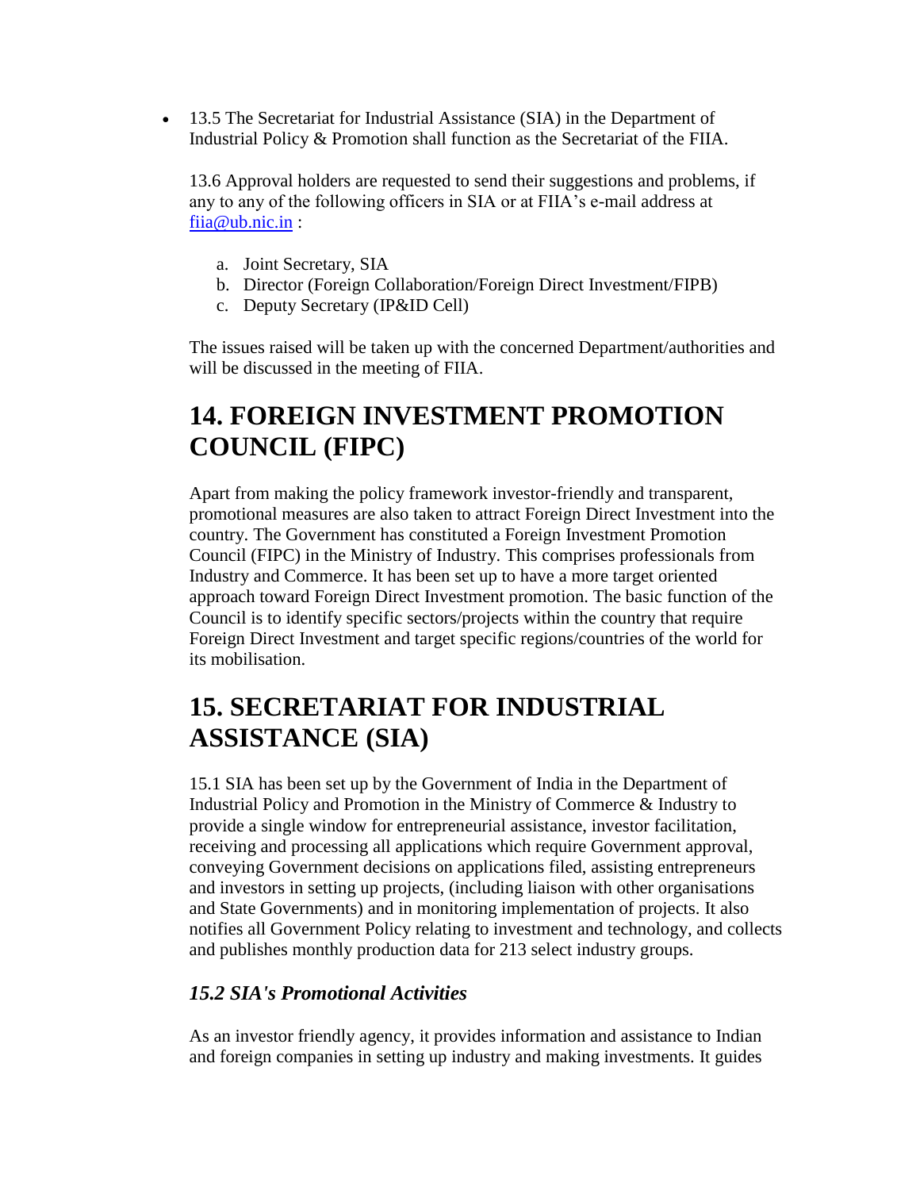- 13.5 The Secretariat for Industrial Assistance (SIA) in the Department of Industrial Policy & Promotion shall function as the Secretariat of the FIIA.

  13.6 Approval holders are requested to send their suggestions and problems, if any to any of the following officers in SIA or at FIIA's e-mail address at [fiia@ub.nic.in](mailto:fiia@ub.nic.in) :

  a. Joint Secretary, SIA
  b. Director (Foreign Collaboration/Foreign Direct Investment/FIPB)
  c. Deputy Secretary (IP&ID Cell)

  The issues raised will be taken up with the concerned Department/authorities and will be discussed in the meeting of FIIA.

# 14. FOREIGN INVESTMENT PROMOTION COUNCIL (FIPC)

Apart from making the policy framework investor-friendly and transparent, promotional measures are also taken to attract Foreign Direct Investment into the country. The Government has constituted a Foreign Investment Promotion Council (FIPC) in the Ministry of Industry. This comprises professionals from Industry and Commerce. It has been set up to have a more target oriented approach toward Foreign Direct Investment promotion. The basic function of the Council is to identify specific sectors/projects within the country that require Foreign Direct Investment and target specific regions/countries of the world for its mobilisation.

# 15. SECRETARIAT FOR INDUSTRIAL ASSISTANCE (SIA)

15.1 SIA has been set up by the Government of India in the Department of Industrial Policy and Promotion in the Ministry of Commerce & Industry to provide a single window for entrepreneurial assistance, investor facilitation, receiving and processing all applications which require Government approval, conveying Government decisions on applications filed, assisting entrepreneurs and investors in setting up projects, (including liaison with other organisations and State Governments) and in monitoring implementation of projects. It also notifies all Government Policy relating to investment and technology, and collects and publishes monthly production data for 213 select industry groups.

### *15.2 SIA's Promotional Activities*

As an investor friendly agency, it provides information and assistance to Indian and foreign companies in setting up industry and making investments. It guides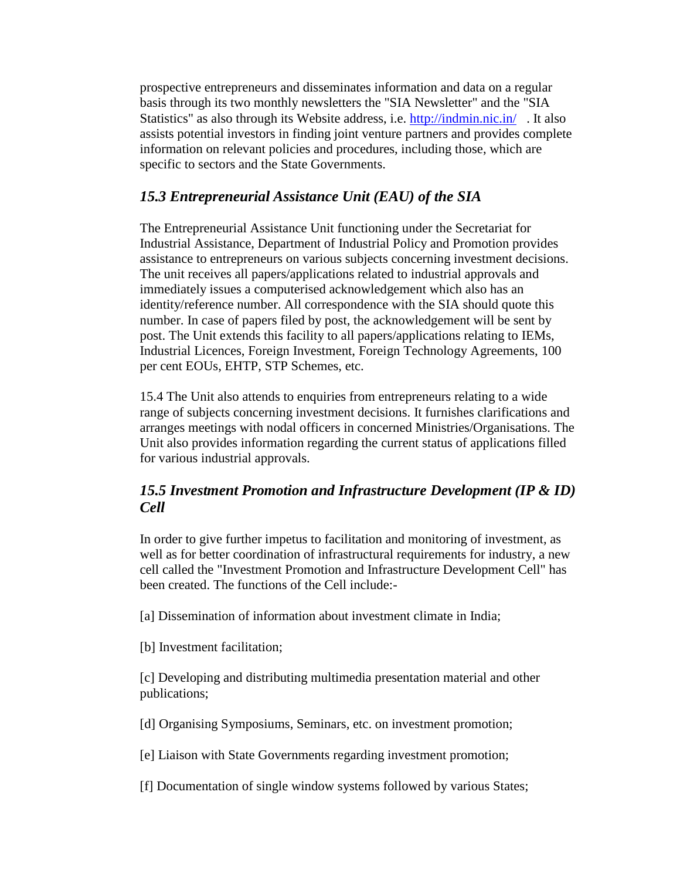prospective entrepreneurs and disseminates information and data on a regular basis through its two monthly newsletters the "SIA Newsletter" and the "SIA Statistics" as also through its Website address, i.e. http://indmin.nic.in/ . It also assists potential investors in finding joint venture partners and provides complete information on relevant policies and procedures, including those, which are specific to sectors and the State Governments.

### *15.3 Entrepreneurial Assistance Unit (EAU) of the SIA*

The Entrepreneurial Assistance Unit functioning under the Secretariat for Industrial Assistance, Department of Industrial Policy and Promotion provides assistance to entrepreneurs on various subjects concerning investment decisions. The unit receives all papers/applications related to industrial approvals and immediately issues a computerised acknowledgement which also has an identity/reference number. All correspondence with the SIA should quote this number. In case of papers filed by post, the acknowledgement will be sent by post. The Unit extends this facility to all papers/applications relating to IEMs, Industrial Licences, Foreign Investment, Foreign Technology Agreements, 100 per cent EOUs, EHTP, STP Schemes, etc.

15.4 The Unit also attends to enquiries from entrepreneurs relating to a wide range of subjects concerning investment decisions. It furnishes clarifications and arranges meetings with nodal officers in concerned Ministries/Organisations. The Unit also provides information regarding the current status of applications filled for various industrial approvals.

### *15.5 Investment Promotion and Infrastructure Development (IP & ID) Cell*

In order to give further impetus to facilitation and monitoring of investment, as well as for better coordination of infrastructural requirements for industry, a new cell called the "Investment Promotion and Infrastructure Development Cell" has been created. The functions of the Cell include:-

[a] Dissemination of information about investment climate in India;

[b] Investment facilitation;

[c] Developing and distributing multimedia presentation material and other publications;

[d] Organising Symposiums, Seminars, etc. on investment promotion;

[e] Liaison with State Governments regarding investment promotion;

[f] Documentation of single window systems followed by various States;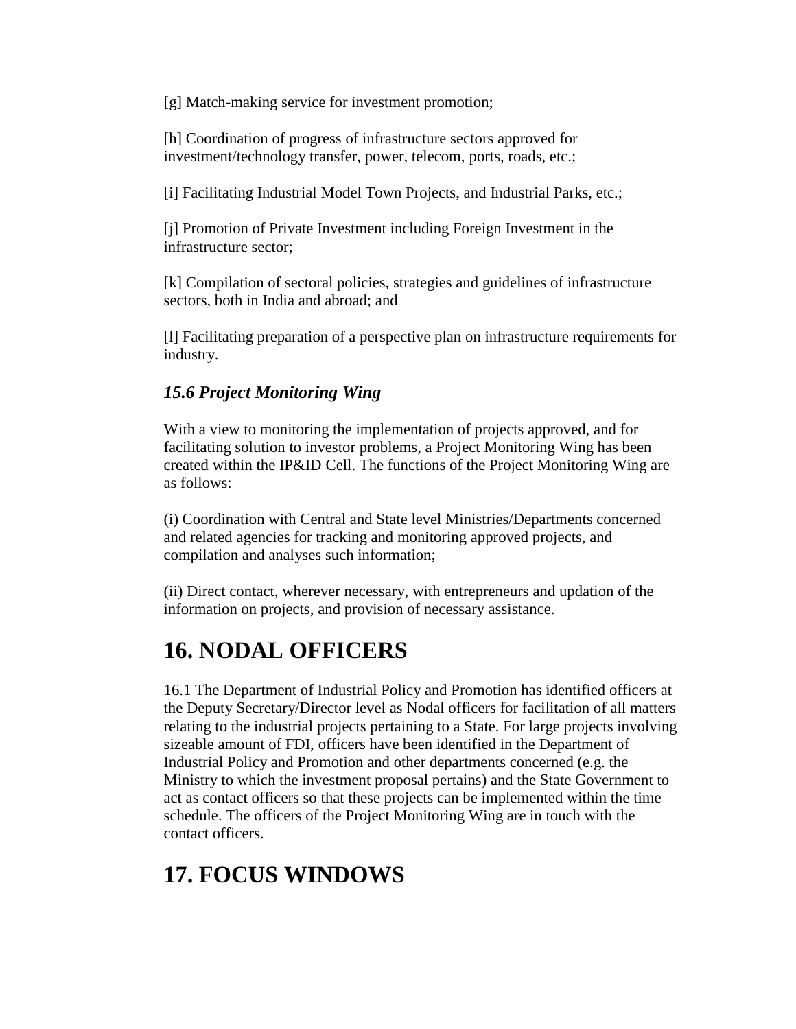[g] Match-making service for investment promotion;

[h] Coordination of progress of infrastructure sectors approved for investment/technology transfer, power, telecom, ports, roads, etc.;

[i] Facilitating Industrial Model Town Projects, and Industrial Parks, etc.;

[j] Promotion of Private Investment including Foreign Investment in the infrastructure sector;

[k] Compilation of sectoral policies, strategies and guidelines of infrastructure sectors, both in India and abroad; and

[l] Facilitating preparation of a perspective plan on infrastructure requirements for industry.

### *15.6 Project Monitoring Wing*

With a view to monitoring the implementation of projects approved, and for facilitating solution to investor problems, a Project Monitoring Wing has been created within the IP&ID Cell. The functions of the Project Monitoring Wing are as follows:

(i) Coordination with Central and State level Ministries/Departments concerned and related agencies for tracking and monitoring approved projects, and compilation and analyses such information;

(ii) Direct contact, wherever necessary, with entrepreneurs and updation of the information on projects, and provision of necessary assistance.

## 16. NODAL OFFICERS

16.1 The Department of Industrial Policy and Promotion has identified officers at the Deputy Secretary/Director level as Nodal officers for facilitation of all matters relating to the industrial projects pertaining to a State. For large projects involving sizeable amount of FDI, officers have been identified in the Department of Industrial Policy and Promotion and other departments concerned (e.g. the Ministry to which the investment proposal pertains) and the State Government to act as contact officers so that these projects can be implemented within the time schedule. The officers of the Project Monitoring Wing are in touch with the contact officers.

## 17. FOCUS WINDOWS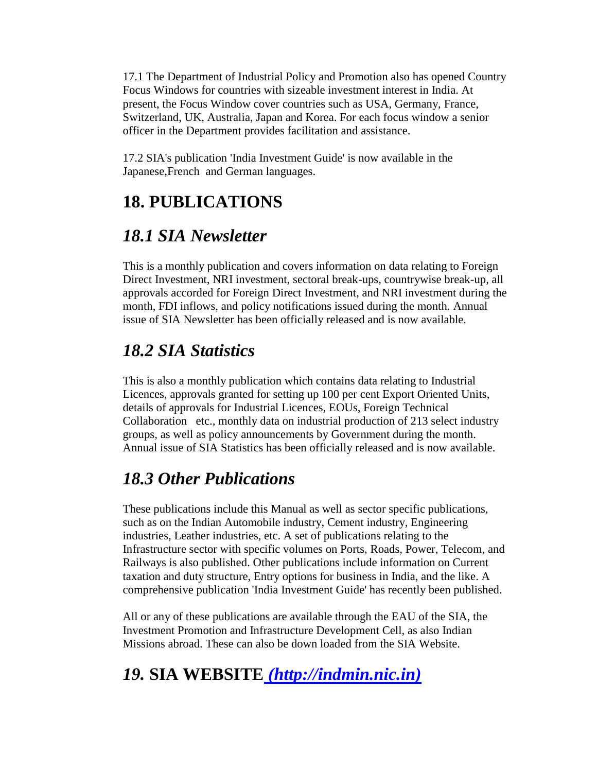17.1 The Department of Industrial Policy and Promotion also has opened Country Focus Windows for countries with sizeable investment interest in India. At present, the Focus Window cover countries such as USA, Germany, France, Switzerland, UK, Australia, Japan and Korea. For each focus window a senior officer in the Department provides facilitation and assistance.

17.2 SIA's publication 'India Investment Guide' is now available in the Japanese,French and German languages.

# 18. PUBLICATIONS

## *18.1 SIA Newsletter*

This is a monthly publication and covers information on data relating to Foreign Direct Investment, NRI investment, sectoral break-ups, countrywise break-up, all approvals accorded for Foreign Direct Investment, and NRI investment during the month, FDI inflows, and policy notifications issued during the month. Annual issue of SIA Newsletter has been officially released and is now available.

## *18.2 SIA Statistics*

This is also a monthly publication which contains data relating to Industrial Licences, approvals granted for setting up 100 per cent Export Oriented Units, details of approvals for Industrial Licences, EOUs, Foreign Technical Collaboration etc., monthly data on industrial production of 213 select industry groups, as well as policy announcements by Government during the month. Annual issue of SIA Statistics has been officially released and is now available.

## *18.3 Other Publications*

These publications include this Manual as well as sector specific publications, such as on the Indian Automobile industry, Cement industry, Engineering industries, Leather industries, etc. A set of publications relating to the Infrastructure sector with specific volumes on Ports, Roads, Power, Telecom, and Railways is also published. Other publications include information on Current taxation and duty structure, Entry options for business in India, and the like. A comprehensive publication 'India Investment Guide' has recently been published.

All or any of these publications are available through the EAU of the SIA, the Investment Promotion and Infrastructure Development Cell, as also Indian Missions abroad. These can also be down loaded from the SIA Website.

# *19.* SIA WEBSITE *(http://indmin.nic.in)*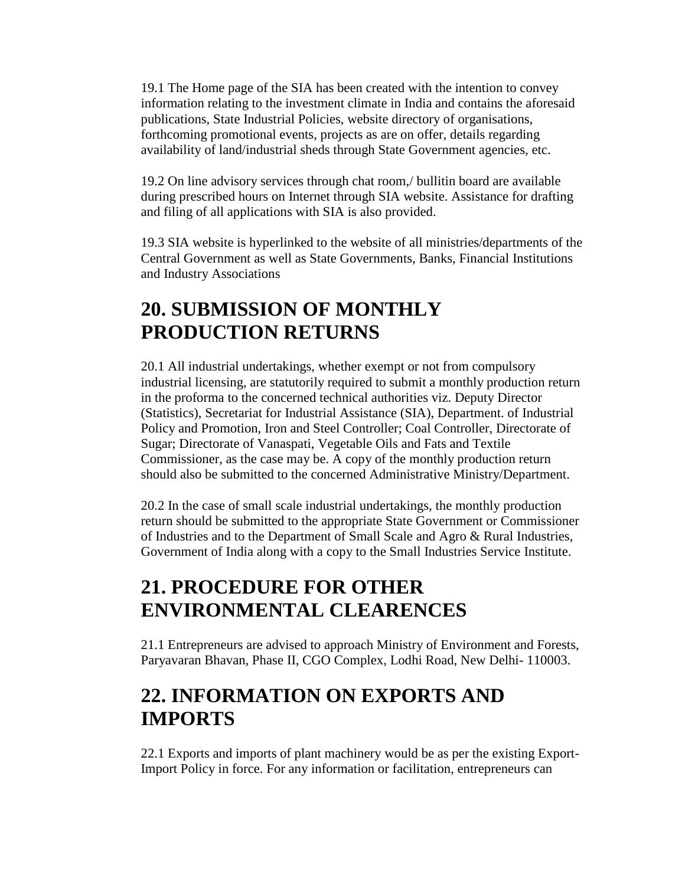19.1 The Home page of the SIA has been created with the intention to convey information relating to the investment climate in India and contains the aforesaid publications, State Industrial Policies, website directory of organisations, forthcoming promotional events, projects as are on offer, details regarding availability of land/industrial sheds through State Government agencies, etc.

19.2 On line advisory services through chat room,/ bullitin board are available during prescribed hours on Internet through SIA website. Assistance for drafting and filing of all applications with SIA is also provided.

19.3 SIA website is hyperlinked to the website of all ministries/departments of the Central Government as well as State Governments, Banks, Financial Institutions and Industry Associations

## 20. SUBMISSION OF MONTHLY PRODUCTION RETURNS

20.1 All industrial undertakings, whether exempt or not from compulsory industrial licensing, are statutorily required to submit a monthly production return in the proforma to the concerned technical authorities viz. Deputy Director (Statistics), Secretariat for Industrial Assistance (SIA), Department. of Industrial Policy and Promotion, Iron and Steel Controller; Coal Controller, Directorate of Sugar; Directorate of Vanaspati, Vegetable Oils and Fats and Textile Commissioner, as the case may be. A copy of the monthly production return should also be submitted to the concerned Administrative Ministry/Department.

20.2 In the case of small scale industrial undertakings, the monthly production return should be submitted to the appropriate State Government or Commissioner of Industries and to the Department of Small Scale and Agro & Rural Industries, Government of India along with a copy to the Small Industries Service Institute.

## 21. PROCEDURE FOR OTHER ENVIRONMENTAL CLEARENCES

21.1 Entrepreneurs are advised to approach Ministry of Environment and Forests, Paryavaran Bhavan, Phase II, CGO Complex, Lodhi Road, New Delhi- 110003.

## 22. INFORMATION ON EXPORTS AND IMPORTS

22.1 Exports and imports of plant machinery would be as per the existing Export-Import Policy in force. For any information or facilitation, entrepreneurs can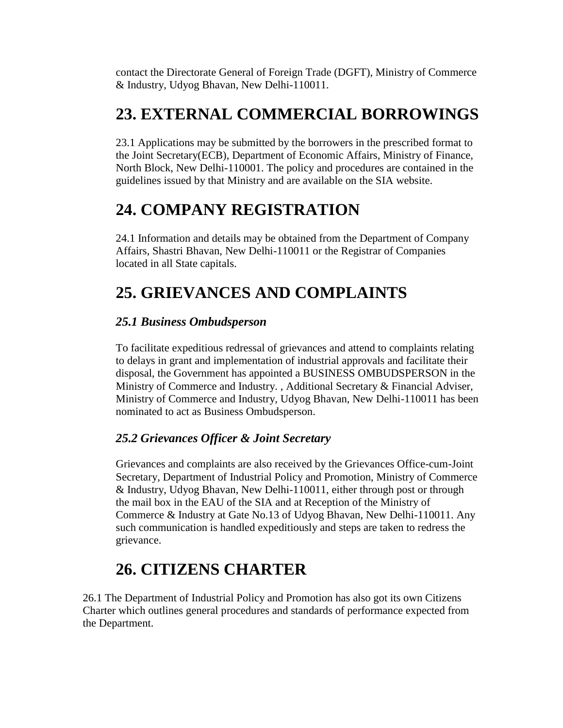contact the Directorate General of Foreign Trade (DGFT), Ministry of Commerce & Industry, Udyog Bhavan, New Delhi-110011.

# 23. EXTERNAL COMMERCIAL BORROWINGS

23.1 Applications may be submitted by the borrowers in the prescribed format to the Joint Secretary(ECB), Department of Economic Affairs, Ministry of Finance, North Block, New Delhi-110001. The policy and procedures are contained in the guidelines issued by that Ministry and are available on the SIA website.

# 24. COMPANY REGISTRATION

24.1 Information and details may be obtained from the Department of Company Affairs, Shastri Bhavan, New Delhi-110011 or the Registrar of Companies located in all State capitals.

# 25. GRIEVANCES AND COMPLAINTS

### *25.1 Business Ombudsperson*

To facilitate expeditious redressal of grievances and attend to complaints relating to delays in grant and implementation of industrial approvals and facilitate their disposal, the Government has appointed a BUSINESS OMBUDSPERSON in the Ministry of Commerce and Industry. , Additional Secretary & Financial Adviser, Ministry of Commerce and Industry, Udyog Bhavan, New Delhi-110011 has been nominated to act as Business Ombudsperson.

### *25.2 Grievances Officer & Joint Secretary*

Grievances and complaints are also received by the Grievances Office-cum-Joint Secretary, Department of Industrial Policy and Promotion, Ministry of Commerce & Industry, Udyog Bhavan, New Delhi-110011, either through post or through the mail box in the EAU of the SIA and at Reception of the Ministry of Commerce & Industry at Gate No.13 of Udyog Bhavan, New Delhi-110011. Any such communication is handled expeditiously and steps are taken to redress the grievance.

# 26. CITIZENS CHARTER

26.1 The Department of Industrial Policy and Promotion has also got its own Citizens Charter which outlines general procedures and standards of performance expected from the Department.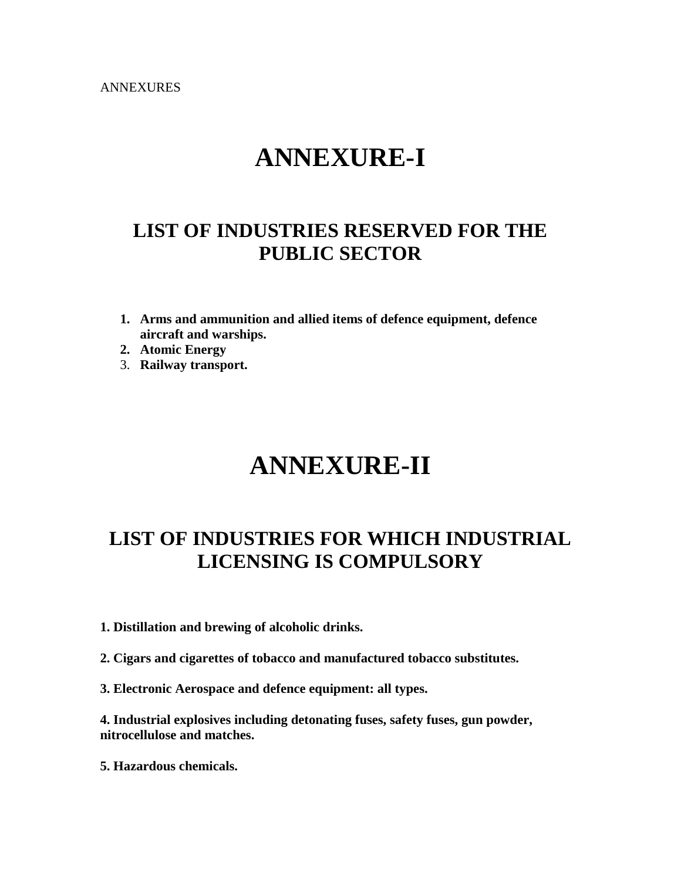ANNEXURES

# ANNEXURE-I

## LIST OF INDUSTRIES RESERVED FOR THE PUBLIC SECTOR

1. **Arms and ammunition and allied items of defence equipment, defence aircraft and warships.**
2. **Atomic Energy**
3. **Railway transport.**

# ANNEXURE-II

## LIST OF INDUSTRIES FOR WHICH INDUSTRIAL LICENSING IS COMPULSORY

**1. Distillation and brewing of alcoholic drinks.**

**2. Cigars and cigarettes of tobacco and manufactured tobacco substitutes.**

**3. Electronic Aerospace and defence equipment: all types.**

**4. Industrial explosives including detonating fuses, safety fuses, gun powder, nitrocellulose and matches.**

**5. Hazardous chemicals.**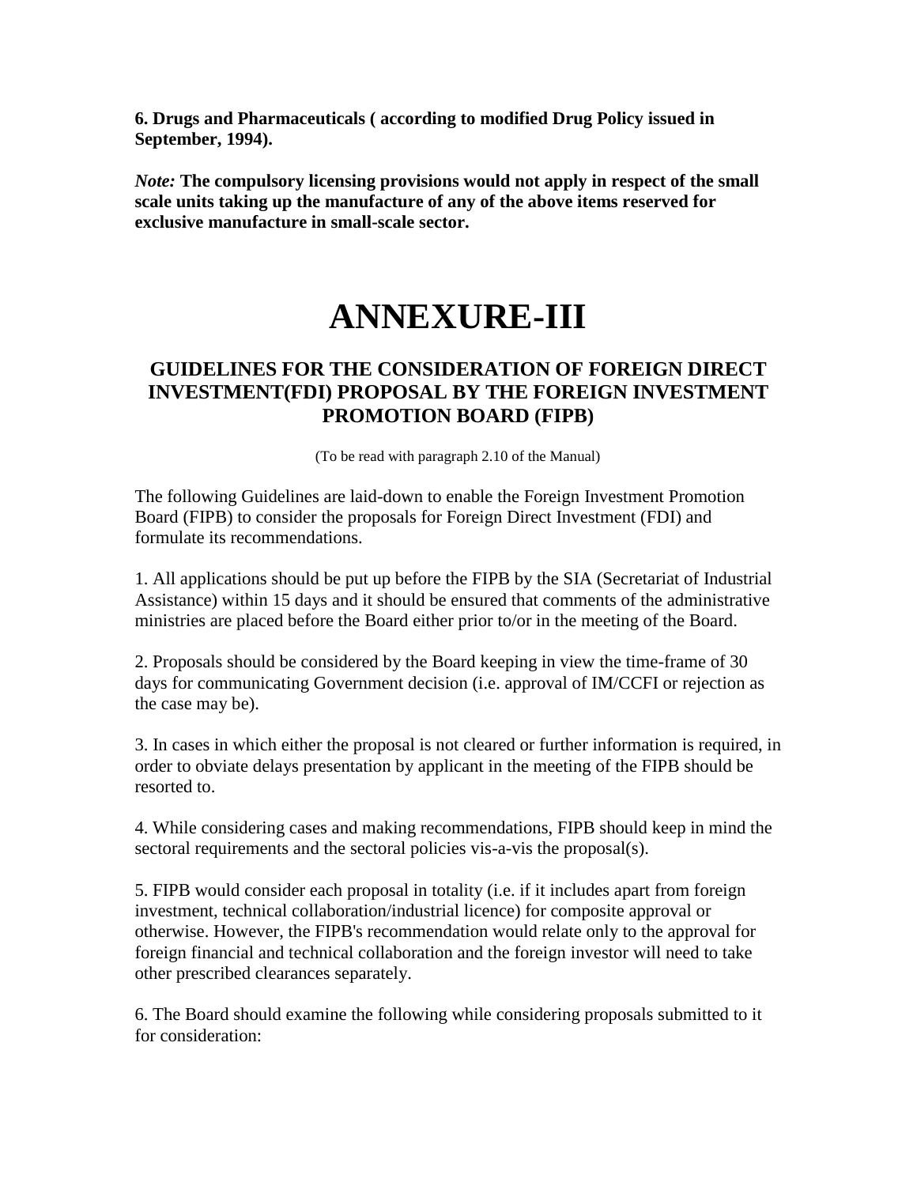**6. Drugs and Pharmaceuticals ( according to modified Drug Policy issued in September, 1994).**

*Note:* **The compulsory licensing provisions would not apply in respect of the small scale units taking up the manufacture of any of the above items reserved for exclusive manufacture in small-scale sector.**

# ANNEXURE-III

## GUIDELINES FOR THE CONSIDERATION OF FOREIGN DIRECT INVESTMENT(FDI) PROPOSAL BY THE FOREIGN INVESTMENT PROMOTION BOARD (FIPB)

(To be read with paragraph 2.10 of the Manual)

The following Guidelines are laid-down to enable the Foreign Investment Promotion Board (FIPB) to consider the proposals for Foreign Direct Investment (FDI) and formulate its recommendations.

1. All applications should be put up before the FIPB by the SIA (Secretariat of Industrial Assistance) within 15 days and it should be ensured that comments of the administrative ministries are placed before the Board either prior to/or in the meeting of the Board.

2. Proposals should be considered by the Board keeping in view the time-frame of 30 days for communicating Government decision (i.e. approval of IM/CCFI or rejection as the case may be).

3. In cases in which either the proposal is not cleared or further information is required, in order to obviate delays presentation by applicant in the meeting of the FIPB should be resorted to.

4. While considering cases and making recommendations, FIPB should keep in mind the sectoral requirements and the sectoral policies vis-a-vis the proposal(s).

5. FIPB would consider each proposal in totality (i.e. if it includes apart from foreign investment, technical collaboration/industrial licence) for composite approval or otherwise. However, the FIPB's recommendation would relate only to the approval for foreign financial and technical collaboration and the foreign investor will need to take other prescribed clearances separately.

6. The Board should examine the following while considering proposals submitted to it for consideration: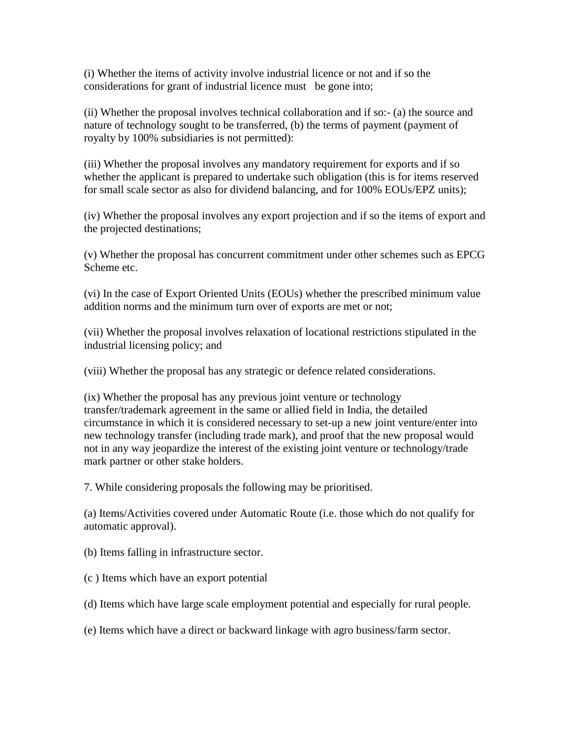(i) Whether the items of activity involve industrial licence or not and if so the considerations for grant of industrial licence must be gone into;

(ii) Whether the proposal involves technical collaboration and if so:- (a) the source and nature of technology sought to be transferred, (b) the terms of payment (payment of royalty by 100% subsidiaries is not permitted):

(iii) Whether the proposal involves any mandatory requirement for exports and if so whether the applicant is prepared to undertake such obligation (this is for items reserved for small scale sector as also for dividend balancing, and for 100% EOUs/EPZ units);

(iv) Whether the proposal involves any export projection and if so the items of export and the projected destinations;

(v) Whether the proposal has concurrent commitment under other schemes such as EPCG Scheme etc.

(vi) In the case of Export Oriented Units (EOUs) whether the prescribed minimum value addition norms and the minimum turn over of exports are met or not;

(vii) Whether the proposal involves relaxation of locational restrictions stipulated in the industrial licensing policy; and

(viii) Whether the proposal has any strategic or defence related considerations.

(ix) Whether the proposal has any previous joint venture or technology transfer/trademark agreement in the same or allied field in India, the detailed circumstance in which it is considered necessary to set-up a new joint venture/enter into new technology transfer (including trade mark), and proof that the new proposal would not in any way jeopardize the interest of the existing joint venture or technology/trade mark partner or other stake holders.

7. While considering proposals the following may be prioritised.

(a) Items/Activities covered under Automatic Route (i.e. those which do not qualify for automatic approval).

(b) Items falling in infrastructure sector.

(c ) Items which have an export potential

(d) Items which have large scale employment potential and especially for rural people.

(e) Items which have a direct or backward linkage with agro business/farm sector.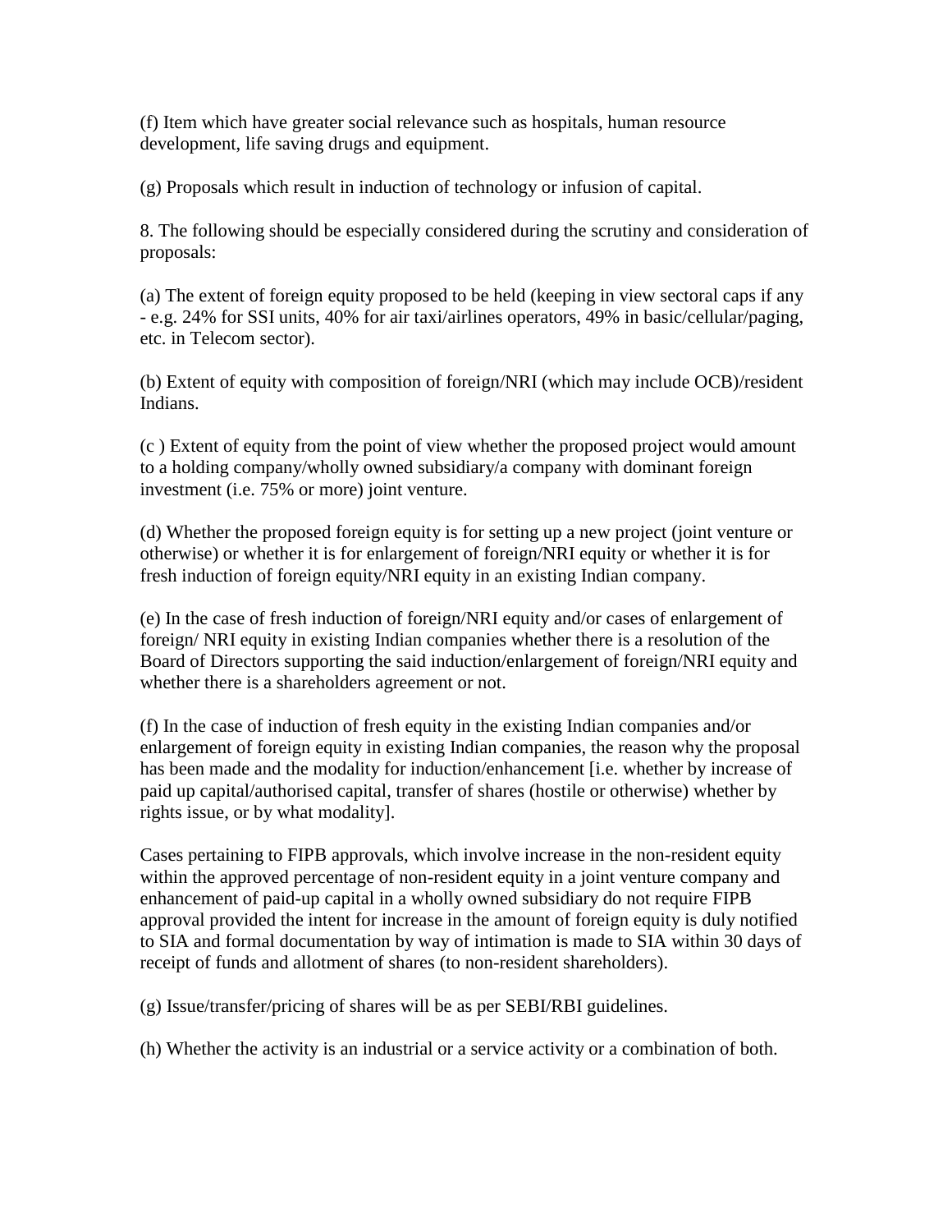(f) Item which have greater social relevance such as hospitals, human resource development, life saving drugs and equipment.

(g) Proposals which result in induction of technology or infusion of capital.

8. The following should be especially considered during the scrutiny and consideration of proposals:

(a) The extent of foreign equity proposed to be held (keeping in view sectoral caps if any - e.g. 24% for SSI units, 40% for air taxi/airlines operators, 49% in basic/cellular/paging, etc. in Telecom sector).

(b) Extent of equity with composition of foreign/NRI (which may include OCB)/resident Indians.

(c ) Extent of equity from the point of view whether the proposed project would amount to a holding company/wholly owned subsidiary/a company with dominant foreign investment (i.e. 75% or more) joint venture.

(d) Whether the proposed foreign equity is for setting up a new project (joint venture or otherwise) or whether it is for enlargement of foreign/NRI equity or whether it is for fresh induction of foreign equity/NRI equity in an existing Indian company.

(e) In the case of fresh induction of foreign/NRI equity and/or cases of enlargement of foreign/ NRI equity in existing Indian companies whether there is a resolution of the Board of Directors supporting the said induction/enlargement of foreign/NRI equity and whether there is a shareholders agreement or not.

(f) In the case of induction of fresh equity in the existing Indian companies and/or enlargement of foreign equity in existing Indian companies, the reason why the proposal has been made and the modality for induction/enhancement [i.e. whether by increase of paid up capital/authorised capital, transfer of shares (hostile or otherwise) whether by rights issue, or by what modality].

Cases pertaining to FIPB approvals, which involve increase in the non-resident equity within the approved percentage of non-resident equity in a joint venture company and enhancement of paid-up capital in a wholly owned subsidiary do not require FIPB approval provided the intent for increase in the amount of foreign equity is duly notified to SIA and formal documentation by way of intimation is made to SIA within 30 days of receipt of funds and allotment of shares (to non-resident shareholders).

(g) Issue/transfer/pricing of shares will be as per SEBI/RBI guidelines.

(h) Whether the activity is an industrial or a service activity or a combination of both.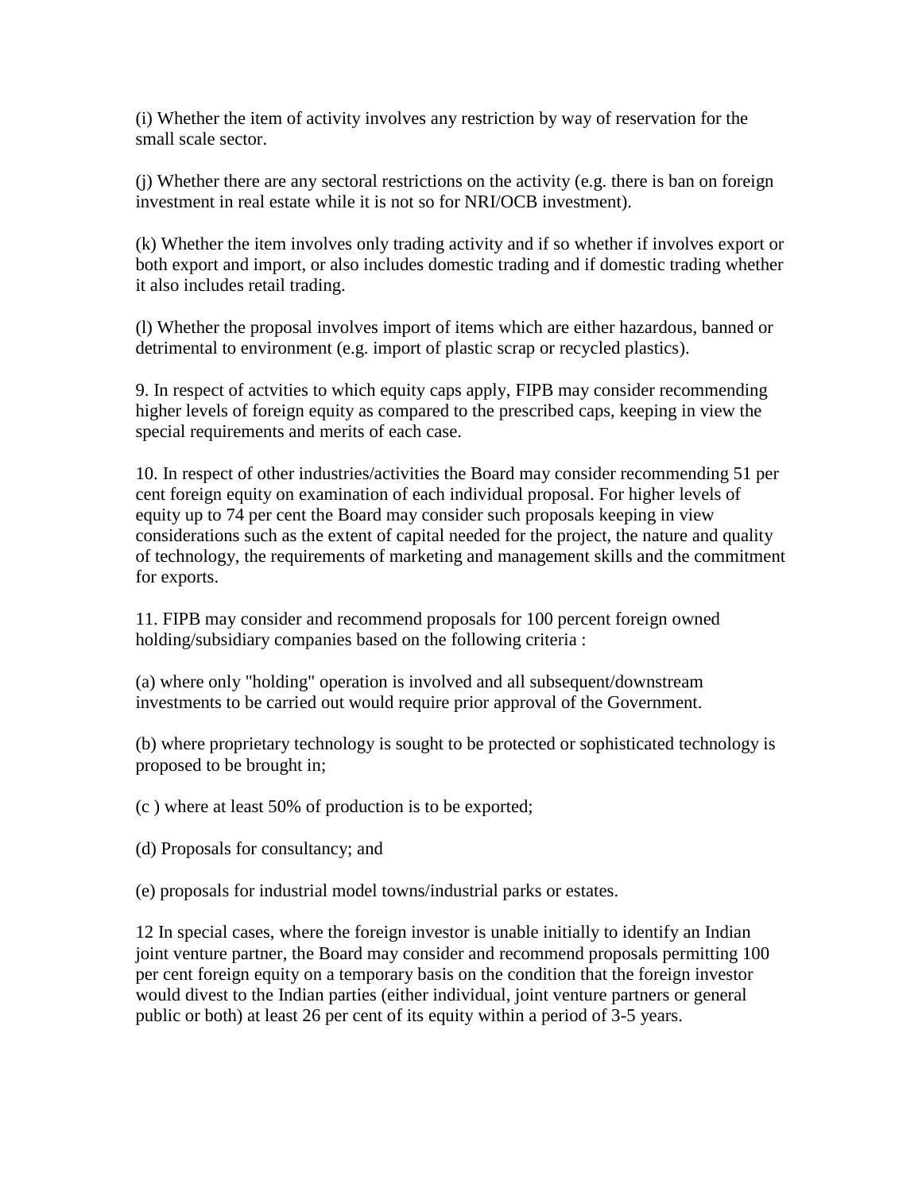(i) Whether the item of activity involves any restriction by way of reservation for the small scale sector.

(j) Whether there are any sectoral restrictions on the activity (e.g. there is ban on foreign investment in real estate while it is not so for NRI/OCB investment).

(k) Whether the item involves only trading activity and if so whether if involves export or both export and import, or also includes domestic trading and if domestic trading whether it also includes retail trading.

(l) Whether the proposal involves import of items which are either hazardous, banned or detrimental to environment (e.g. import of plastic scrap or recycled plastics).

9. In respect of actvities to which equity caps apply, FIPB may consider recommending higher levels of foreign equity as compared to the prescribed caps, keeping in view the special requirements and merits of each case.

10. In respect of other industries/activities the Board may consider recommending 51 per cent foreign equity on examination of each individual proposal. For higher levels of equity up to 74 per cent the Board may consider such proposals keeping in view considerations such as the extent of capital needed for the project, the nature and quality of technology, the requirements of marketing and management skills and the commitment for exports.

11. FIPB may consider and recommend proposals for 100 percent foreign owned holding/subsidiary companies based on the following criteria :

(a) where only "holding" operation is involved and all subsequent/downstream investments to be carried out would require prior approval of the Government.

(b) where proprietary technology is sought to be protected or sophisticated technology is proposed to be brought in;

(c ) where at least 50% of production is to be exported;

(d) Proposals for consultancy; and

(e) proposals for industrial model towns/industrial parks or estates.

12 In special cases, where the foreign investor is unable initially to identify an Indian joint venture partner, the Board may consider and recommend proposals permitting 100 per cent foreign equity on a temporary basis on the condition that the foreign investor would divest to the Indian parties (either individual, joint venture partners or general public or both) at least 26 per cent of its equity within a period of 3-5 years.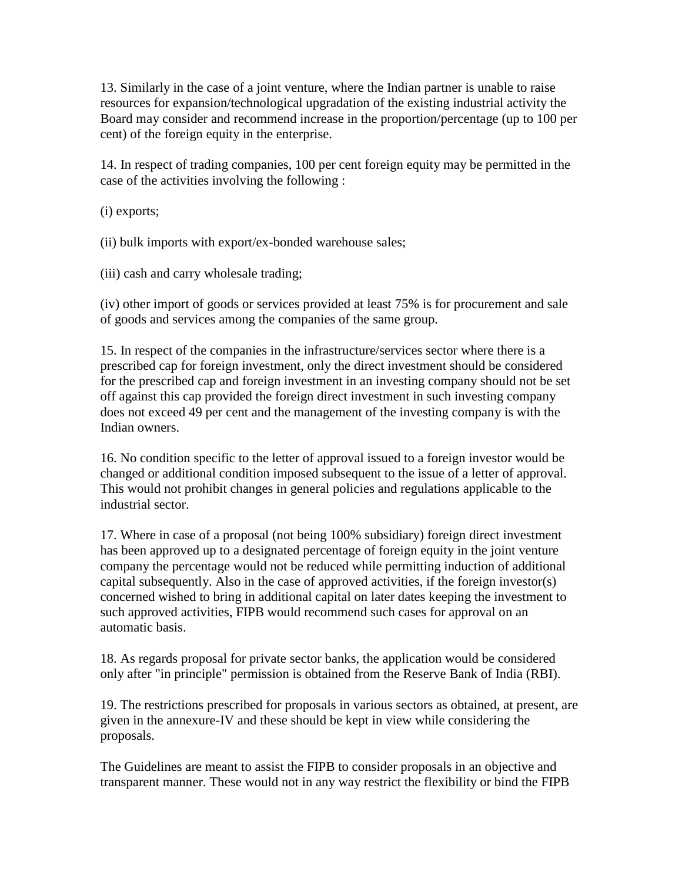13. Similarly in the case of a joint venture, where the Indian partner is unable to raise resources for expansion/technological upgradation of the existing industrial activity the Board may consider and recommend increase in the proportion/percentage (up to 100 per cent) of the foreign equity in the enterprise.

14. In respect of trading companies, 100 per cent foreign equity may be permitted in the case of the activities involving the following :

(i) exports;

(ii) bulk imports with export/ex-bonded warehouse sales;

(iii) cash and carry wholesale trading;

(iv) other import of goods or services provided at least 75% is for procurement and sale of goods and services among the companies of the same group.

15. In respect of the companies in the infrastructure/services sector where there is a prescribed cap for foreign investment, only the direct investment should be considered for the prescribed cap and foreign investment in an investing company should not be set off against this cap provided the foreign direct investment in such investing company does not exceed 49 per cent and the management of the investing company is with the Indian owners.

16. No condition specific to the letter of approval issued to a foreign investor would be changed or additional condition imposed subsequent to the issue of a letter of approval. This would not prohibit changes in general policies and regulations applicable to the industrial sector.

17. Where in case of a proposal (not being 100% subsidiary) foreign direct investment has been approved up to a designated percentage of foreign equity in the joint venture company the percentage would not be reduced while permitting induction of additional capital subsequently. Also in the case of approved activities, if the foreign investor(s) concerned wished to bring in additional capital on later dates keeping the investment to such approved activities, FIPB would recommend such cases for approval on an automatic basis.

18. As regards proposal for private sector banks, the application would be considered only after "in principle" permission is obtained from the Reserve Bank of India (RBI).

19. The restrictions prescribed for proposals in various sectors as obtained, at present, are given in the annexure-IV and these should be kept in view while considering the proposals.

The Guidelines are meant to assist the FIPB to consider proposals in an objective and transparent manner. These would not in any way restrict the flexibility or bind the FIPB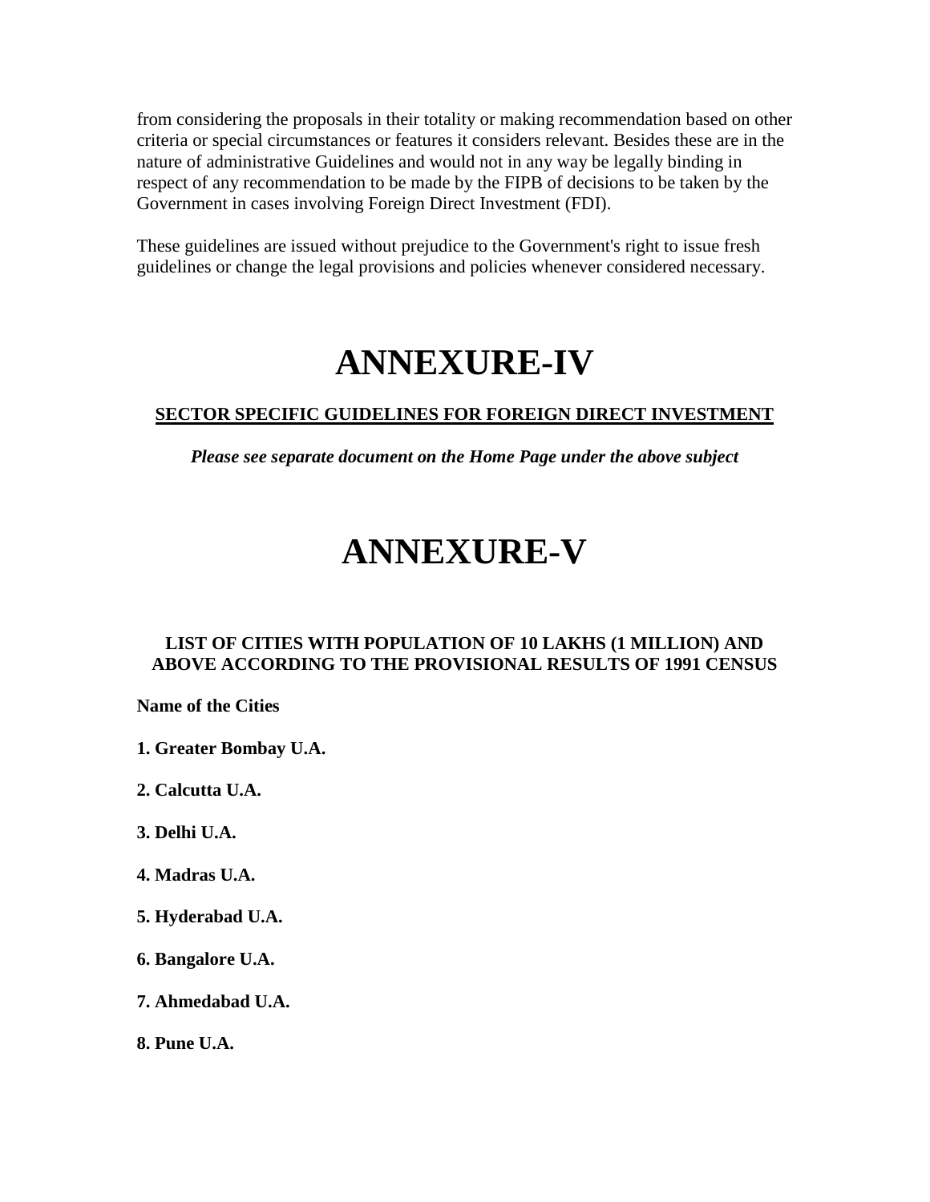from considering the proposals in their totality or making recommendation based on other criteria or special circumstances or features it considers relevant. Besides these are in the nature of administrative Guidelines and would not in any way be legally binding in respect of any recommendation to be made by the FIPB of decisions to be taken by the Government in cases involving Foreign Direct Investment (FDI).

These guidelines are issued without prejudice to the Government's right to issue fresh guidelines or change the legal provisions and policies whenever considered necessary.

# ANNEXURE-IV

**SECTOR SPECIFIC GUIDELINES FOR FOREIGN DIRECT INVESTMENT**

***Please see separate document on the Home Page under the above subject***

# ANNEXURE-V

**LIST OF CITIES WITH POPULATION OF 10 LAKHS (1 MILLION) AND ABOVE ACCORDING TO THE PROVISIONAL RESULTS OF 1991 CENSUS**

**Name of the Cities**

**1. Greater Bombay U.A.**

**2. Calcutta U.A.**

**3. Delhi U.A.**

**4. Madras U.A.**

**5. Hyderabad U.A.**

**6. Bangalore U.A.**

**7. Ahmedabad U.A.**

**8. Pune U.A.**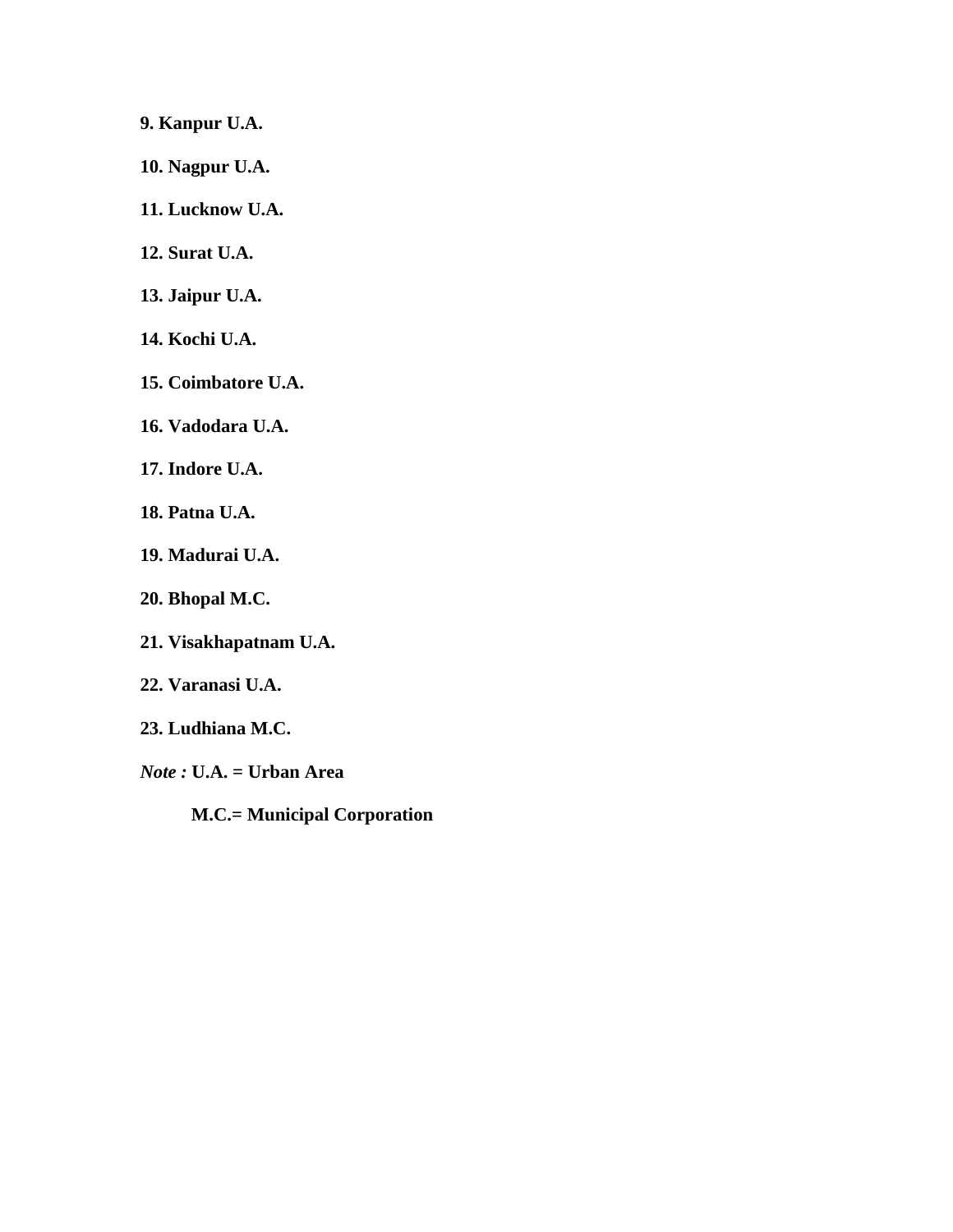**9. Kanpur U.A.**

**10. Nagpur U.A.**

**11. Lucknow U.A.**

**12. Surat U.A.**

**13. Jaipur U.A.**

**14. Kochi U.A.**

**15. Coimbatore U.A.**

**16. Vadodara U.A.**

**17. Indore U.A.**

**18. Patna U.A.**

**19. Madurai U.A.**

**20. Bhopal M.C.**

**21. Visakhapatnam U.A.**

**22. Varanasi U.A.**

**23. Ludhiana M.C.**

*Note :* **U.A. = Urban Area**

**M.C.= Municipal Corporation**